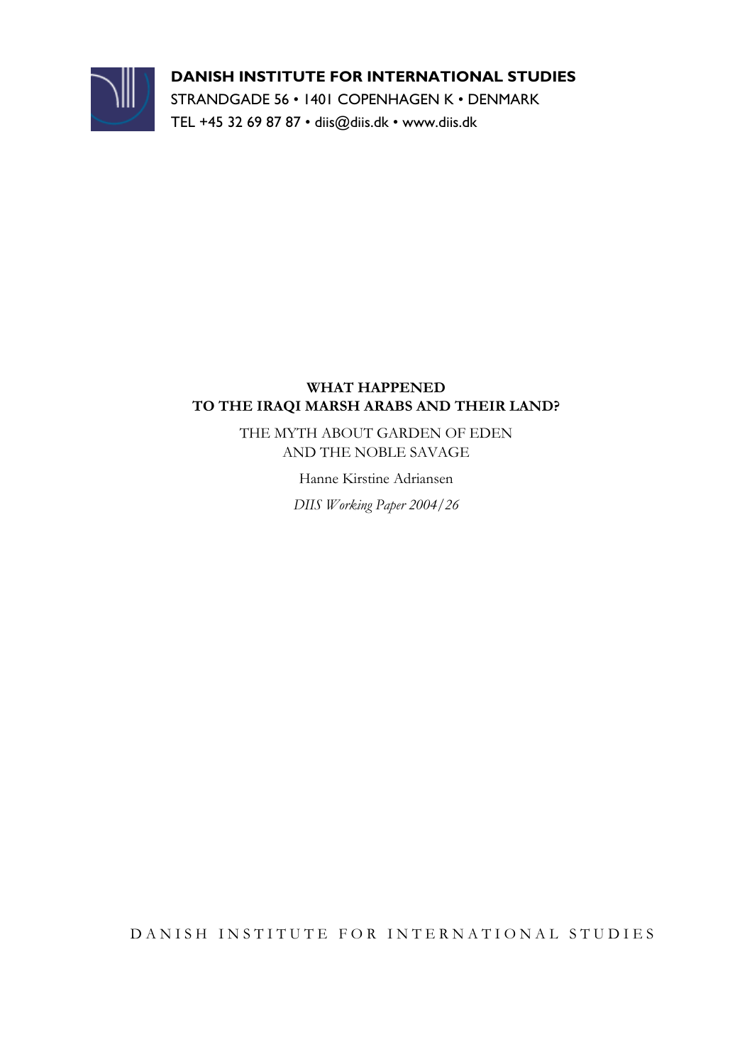**DANISH INSTITUTE FOR INTERNATIONAL STUDIES**
STRANDGADE 56 • 1401 COPENHAGEN K • DENMARK
TEL +45 32 69 87 87 • diis@diis.dk • www.diis.dk

# WHAT HAPPENED TO THE IRAQI MARSH ARABS AND THEIR LAND?

## THE MYTH ABOUT GARDEN OF EDEN AND THE NOBLE SAVAGE

Hanne Kirstine Adriansen

*DIIS Working Paper 2004/26*

DANISH INSTITUTE FOR INTERNATIONAL STUDIES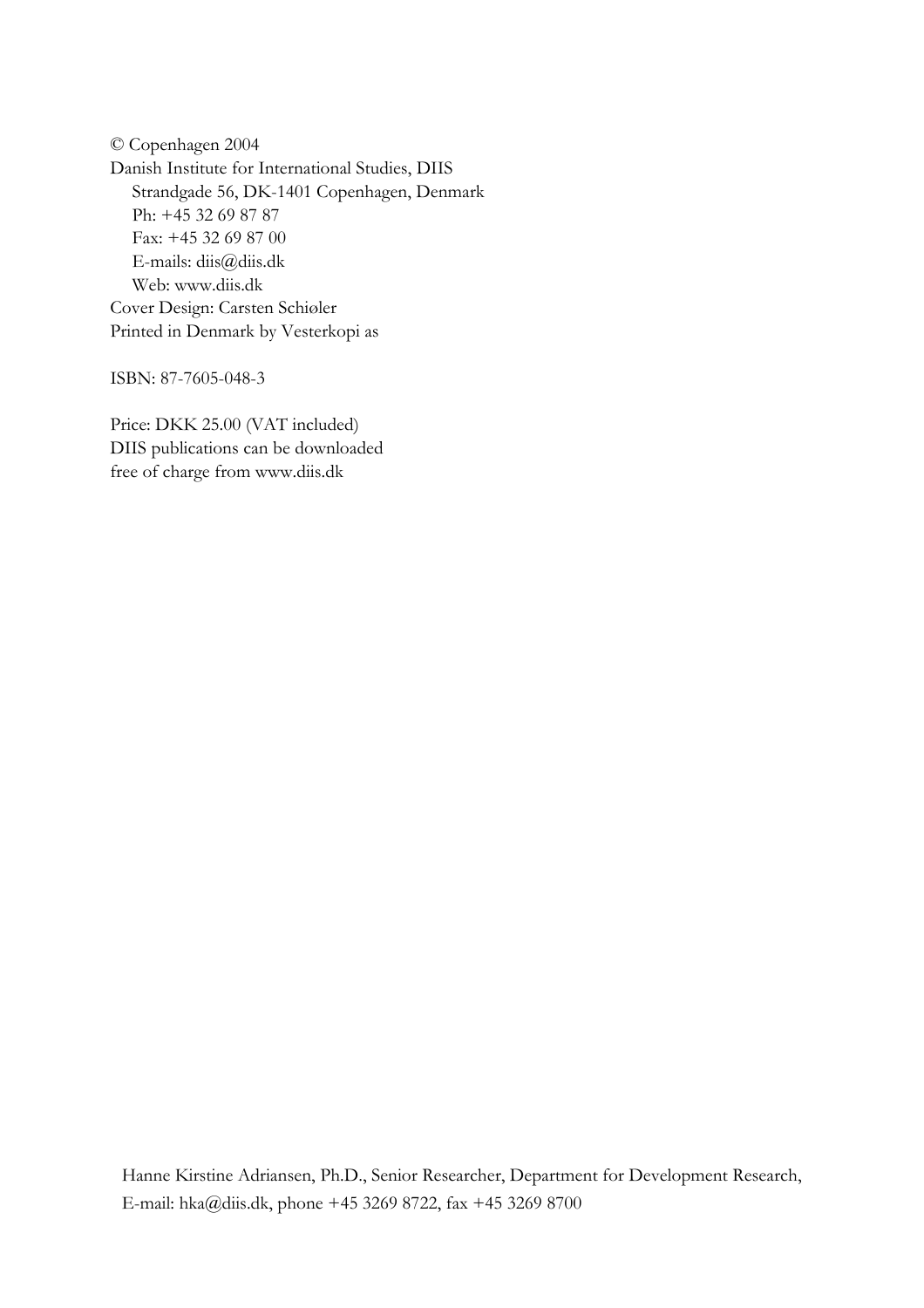© Copenhagen 2004
Danish Institute for International Studies, DIIS
Strandgade 56, DK-1401 Copenhagen, Denmark
Ph: +45 32 69 87 87
Fax: +45 32 69 87 00
E-mails: diis@diis.dk
Web: www.diis.dk
Cover Design: Carsten Schiøler
Printed in Denmark by Vesterkopi as

ISBN: 87-7605-048-3

Price: DKK 25.00 (VAT included)
DIIS publications can be downloaded
free of charge from www.diis.dk

Hanne Kirstine Adriansen, Ph.D., Senior Researcher, Department for Development Research,
E-mail: hka@diis.dk, phone +45 3269 8722, fax +45 3269 8700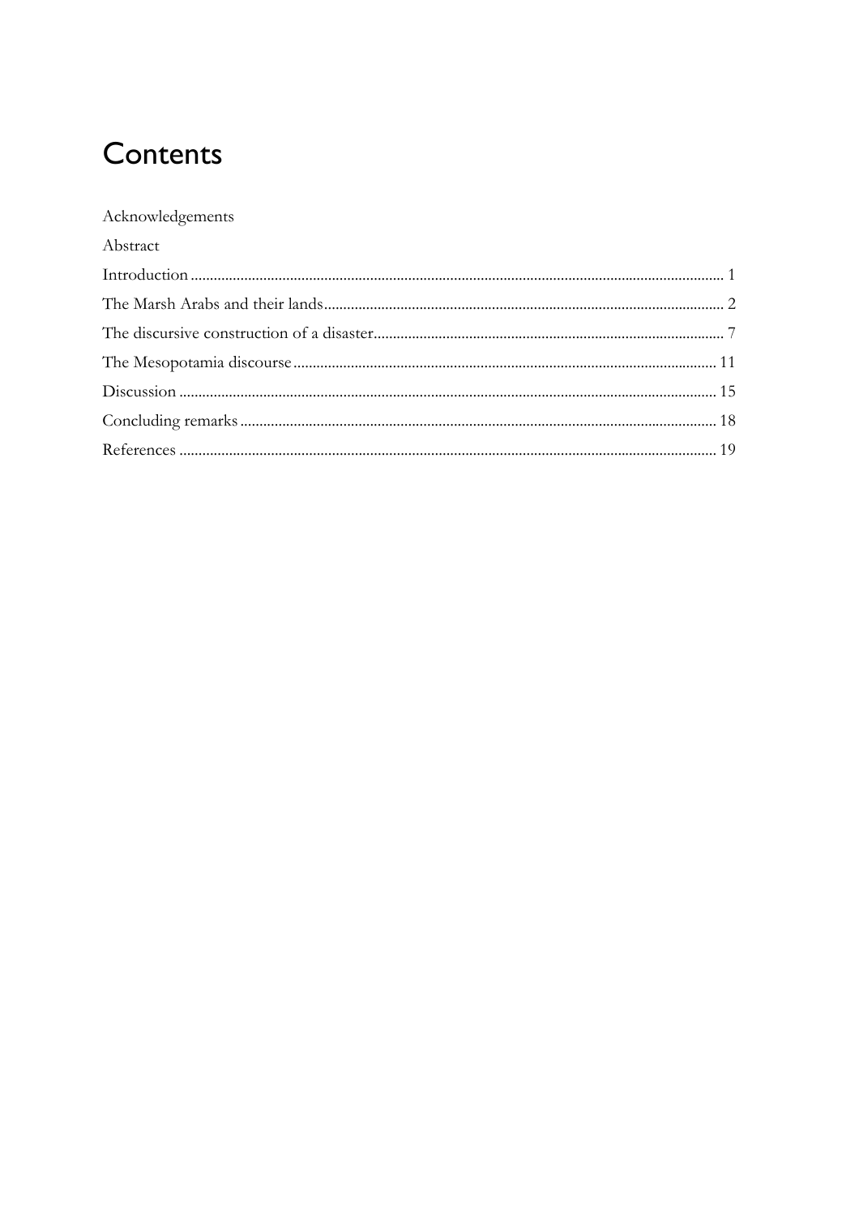# Contents

Acknowledgements

Abstract

Introduction ........................................................................................................................................ 1

The Marsh Arabs and their lands........................................................................................................ 2

The discursive construction of a disaster............................................................................................ 7

The Mesopotamia discourse.............................................................................................................. 11

Discussion ........................................................................................................................................ 15

Concluding remarks.......................................................................................................................... 18

References ........................................................................................................................................ 19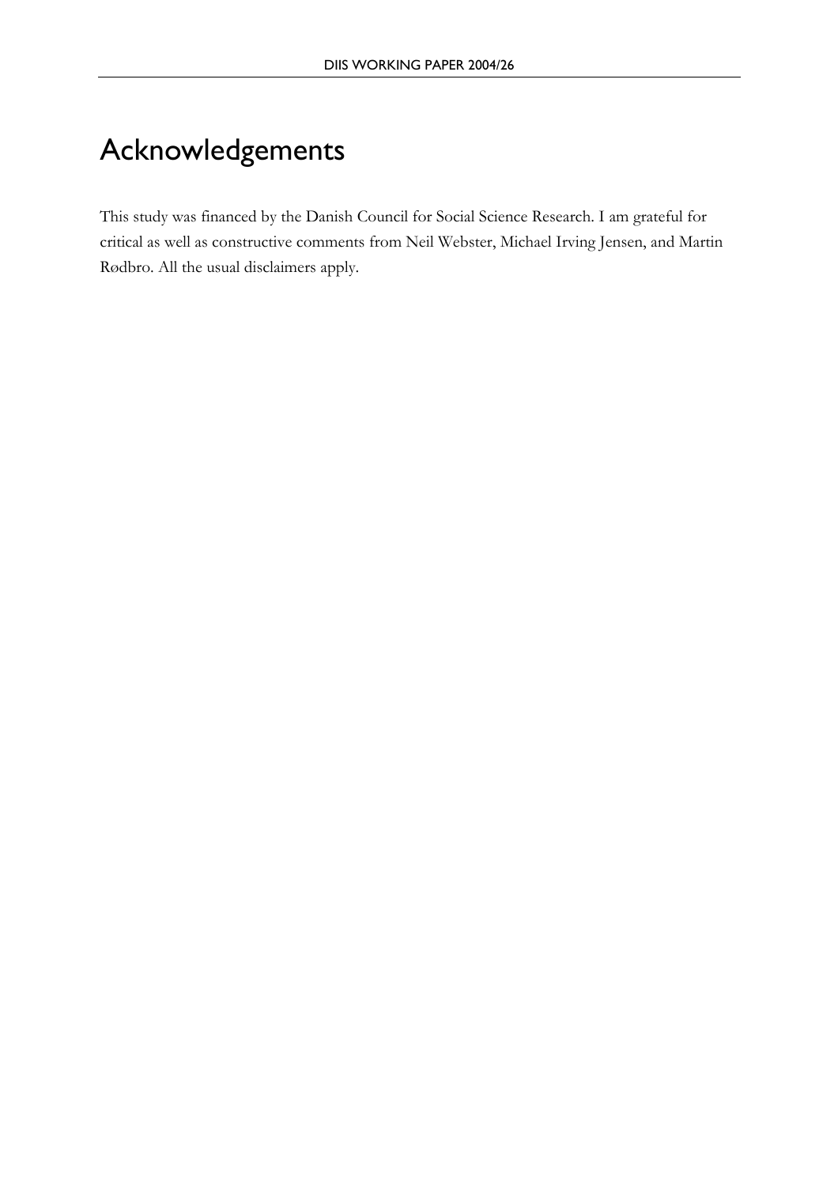# Acknowledgements

This study was financed by the Danish Council for Social Science Research. I am grateful for critical as well as constructive comments from Neil Webster, Michael Irving Jensen, and Martin Rødbro. All the usual disclaimers apply.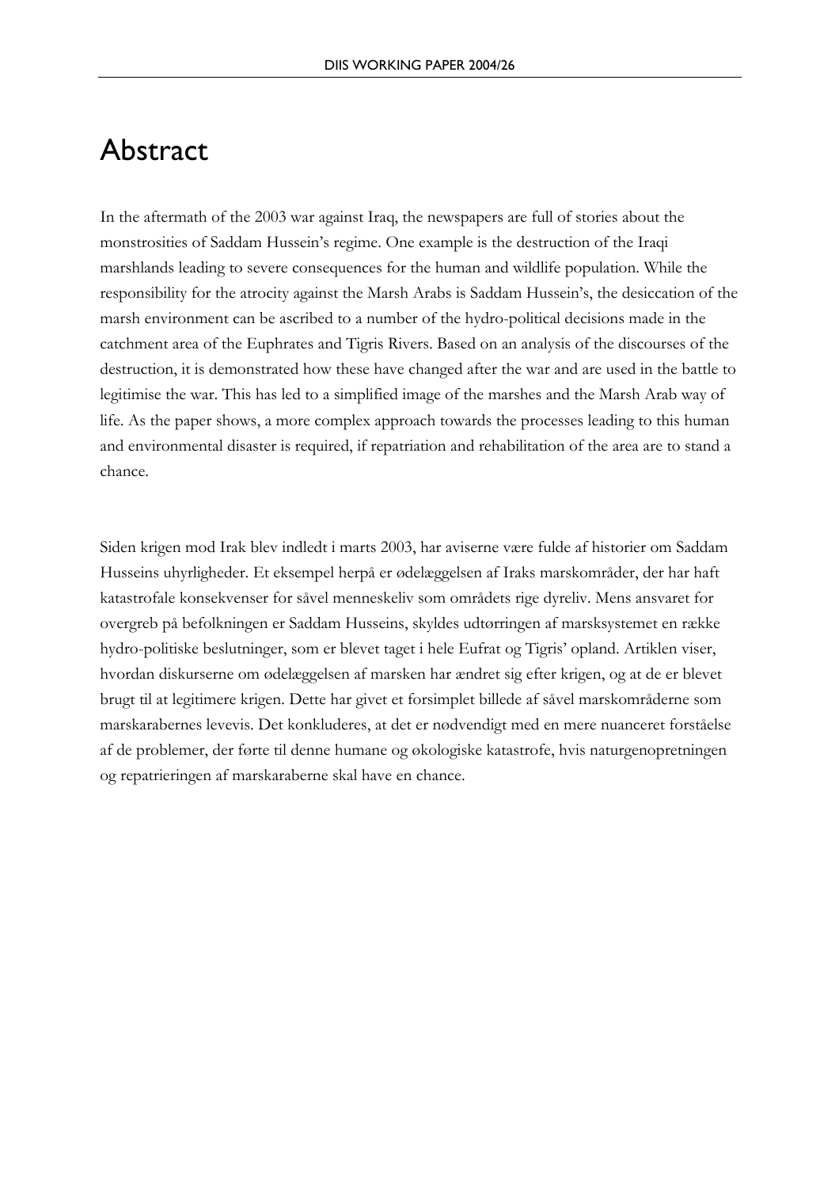# Abstract

In the aftermath of the 2003 war against Iraq, the newspapers are full of stories about the monstrosities of Saddam Hussein's regime. One example is the destruction of the Iraqi marshlands leading to severe consequences for the human and wildlife population. While the responsibility for the atrocity against the Marsh Arabs is Saddam Hussein's, the desiccation of the marsh environment can be ascribed to a number of the hydro-political decisions made in the catchment area of the Euphrates and Tigris Rivers. Based on an analysis of the discourses of the destruction, it is demonstrated how these have changed after the war and are used in the battle to legitimise the war. This has led to a simplified image of the marshes and the Marsh Arab way of life. As the paper shows, a more complex approach towards the processes leading to this human and environmental disaster is required, if repatriation and rehabilitation of the area are to stand a chance.

Siden krigen mod Irak blev indledt i marts 2003, har aviserne være fulde af historier om Saddam Husseins uhyrligheder. Et eksempel herpå er ødelæggelsen af Iraks marskområder, der har haft katastrofale konsekvenser for såvel menneskeliv som områdets rige dyreliv. Mens ansvaret for overgreb på befolkningen er Saddam Husseins, skyldes udtørringen af marsksystemet en række hydro-politiske beslutninger, som er blevet taget i hele Eufrat og Tigris' opland. Artiklen viser, hvordan diskurserne om ødelæggelsen af marsken har ændret sig efter krigen, og at de er blevet brugt til at legitimere krigen. Dette har givet et forsimplet billede af såvel marskområderne som marskarabernes levevis. Det konkluderes, at det er nødvendigt med en mere nuanceret forståelse af de problemer, der førte til denne humane og økologiske katastrofe, hvis naturgenopretningen og repatrieringen af marskaraberne skal have en chance.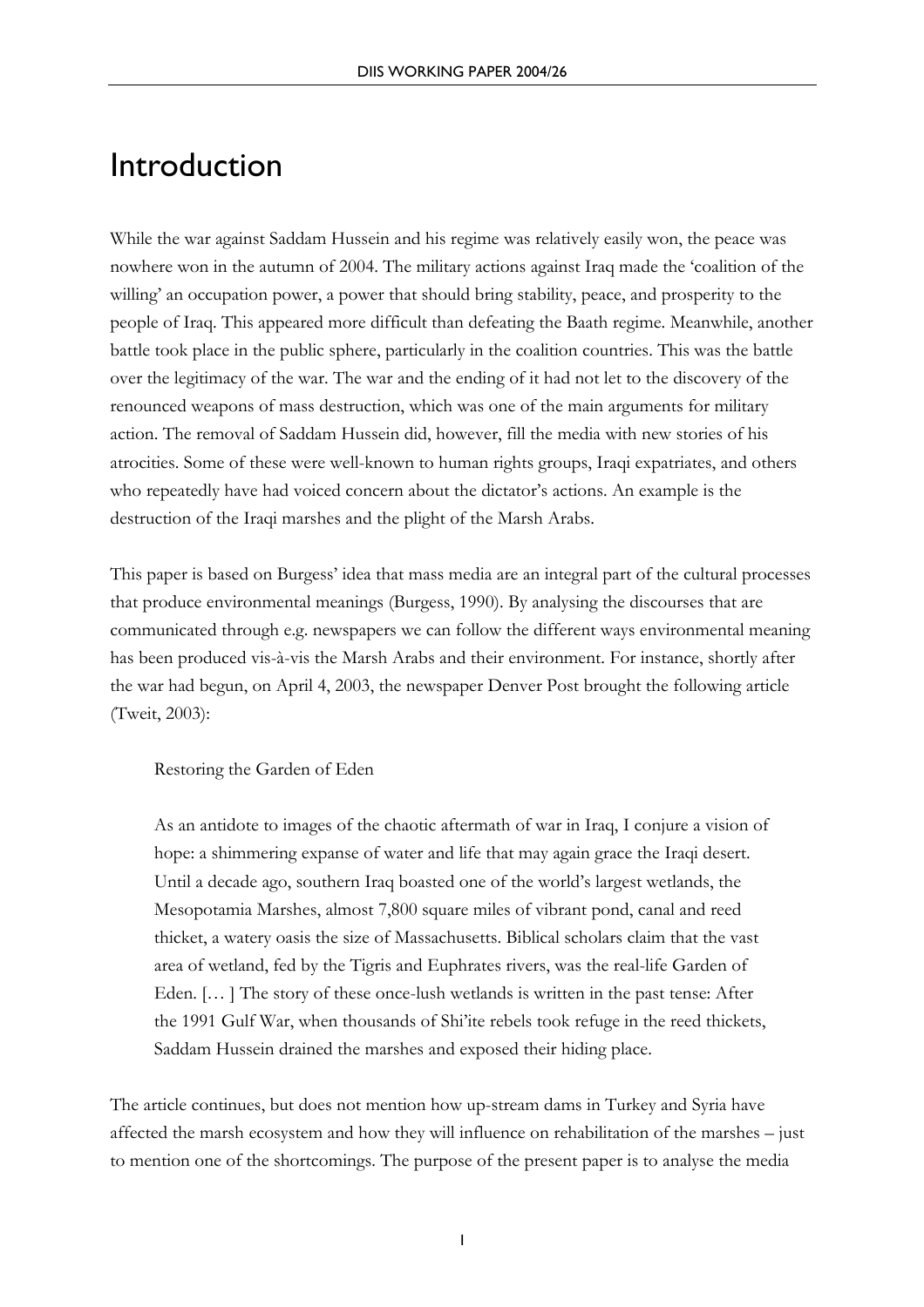# Introduction

While the war against Saddam Hussein and his regime was relatively easily won, the peace was nowhere won in the autumn of 2004. The military actions against Iraq made the 'coalition of the willing' an occupation power, a power that should bring stability, peace, and prosperity to the people of Iraq. This appeared more difficult than defeating the Baath regime. Meanwhile, another battle took place in the public sphere, particularly in the coalition countries. This was the battle over the legitimacy of the war. The war and the ending of it had not let to the discovery of the renounced weapons of mass destruction, which was one of the main arguments for military action. The removal of Saddam Hussein did, however, fill the media with new stories of his atrocities. Some of these were well-known to human rights groups, Iraqi expatriates, and others who repeatedly have had voiced concern about the dictator's actions. An example is the destruction of the Iraqi marshes and the plight of the Marsh Arabs.

This paper is based on Burgess' idea that mass media are an integral part of the cultural processes that produce environmental meanings (Burgess, 1990). By analysing the discourses that are communicated through e.g. newspapers we can follow the different ways environmental meaning has been produced vis-à-vis the Marsh Arabs and their environment. For instance, shortly after the war had begun, on April 4, 2003, the newspaper Denver Post brought the following article (Tweit, 2003):

> Restoring the Garden of Eden
>
> As an antidote to images of the chaotic aftermath of war in Iraq, I conjure a vision of hope: a shimmering expanse of water and life that may again grace the Iraqi desert. Until a decade ago, southern Iraq boasted one of the world's largest wetlands, the Mesopotamia Marshes, almost 7,800 square miles of vibrant pond, canal and reed thicket, a watery oasis the size of Massachusetts. Biblical scholars claim that the vast area of wetland, fed by the Tigris and Euphrates rivers, was the real-life Garden of Eden. [… ] The story of these once-lush wetlands is written in the past tense: After the 1991 Gulf War, when thousands of Shi'ite rebels took refuge in the reed thickets, Saddam Hussein drained the marshes and exposed their hiding place.

The article continues, but does not mention how up-stream dams in Turkey and Syria have affected the marsh ecosystem and how they will influence on rehabilitation of the marshes – just to mention one of the shortcomings. The purpose of the present paper is to analyse the media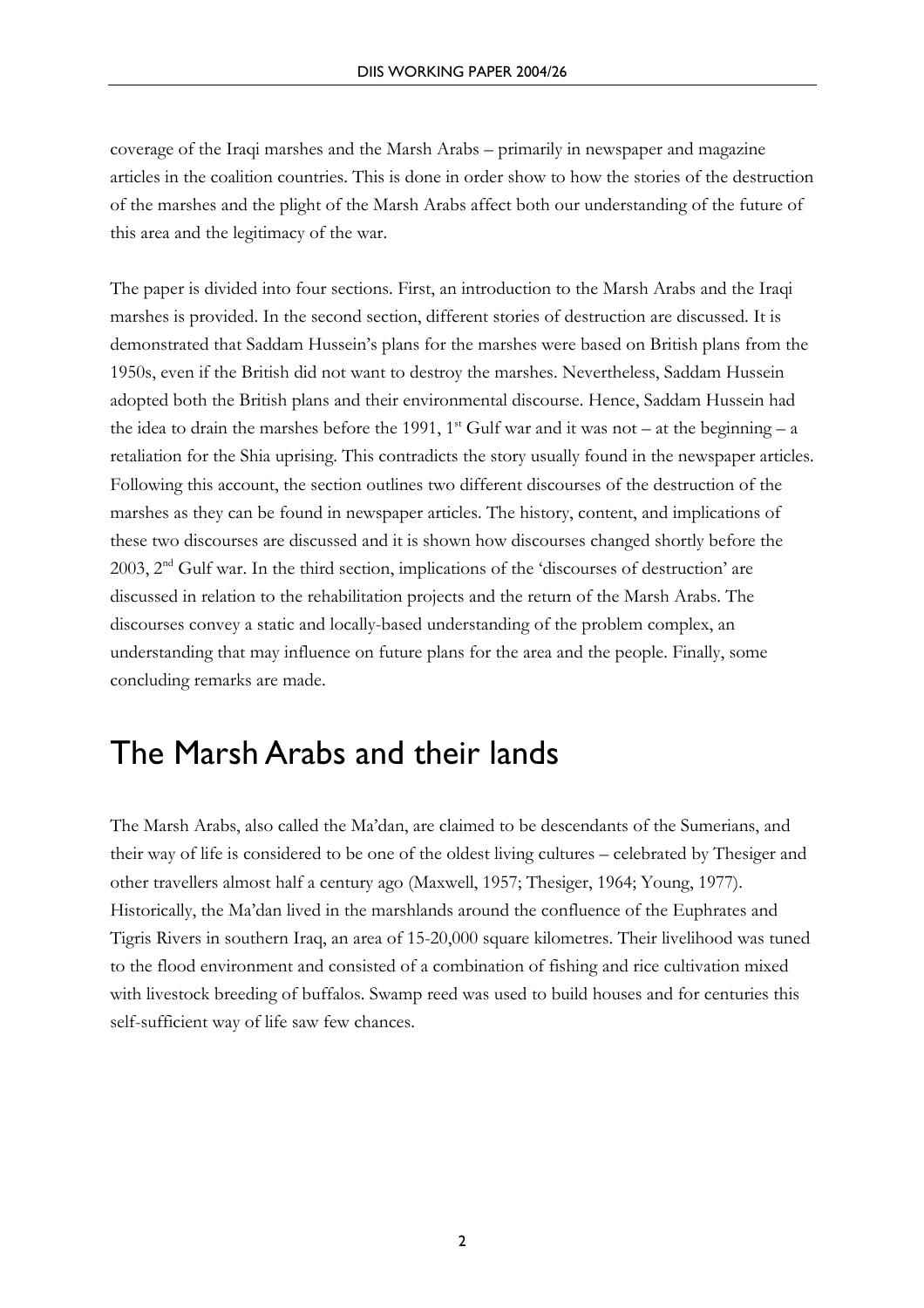coverage of the Iraqi marshes and the Marsh Arabs – primarily in newspaper and magazine articles in the coalition countries. This is done in order show to how the stories of the destruction of the marshes and the plight of the Marsh Arabs affect both our understanding of the future of this area and the legitimacy of the war.

The paper is divided into four sections. First, an introduction to the Marsh Arabs and the Iraqi marshes is provided. In the second section, different stories of destruction are discussed. It is demonstrated that Saddam Hussein's plans for the marshes were based on British plans from the 1950s, even if the British did not want to destroy the marshes. Nevertheless, Saddam Hussein adopted both the British plans and their environmental discourse. Hence, Saddam Hussein had the idea to drain the marshes before the 1991, 1st Gulf war and it was not – at the beginning – a retaliation for the Shia uprising. This contradicts the story usually found in the newspaper articles. Following this account, the section outlines two different discourses of the destruction of the marshes as they can be found in newspaper articles. The history, content, and implications of these two discourses are discussed and it is shown how discourses changed shortly before the 2003, 2nd Gulf war. In the third section, implications of the 'discourses of destruction' are discussed in relation to the rehabilitation projects and the return of the Marsh Arabs. The discourses convey a static and locally-based understanding of the problem complex, an understanding that may influence on future plans for the area and the people. Finally, some concluding remarks are made.

# The Marsh Arabs and their lands

The Marsh Arabs, also called the Ma'dan, are claimed to be descendants of the Sumerians, and their way of life is considered to be one of the oldest living cultures – celebrated by Thesiger and other travellers almost half a century ago (Maxwell, 1957; Thesiger, 1964; Young, 1977). Historically, the Ma'dan lived in the marshlands around the confluence of the Euphrates and Tigris Rivers in southern Iraq, an area of 15-20,000 square kilometres. Their livelihood was tuned to the flood environment and consisted of a combination of fishing and rice cultivation mixed with livestock breeding of buffalos. Swamp reed was used to build houses and for centuries this self-sufficient way of life saw few chances.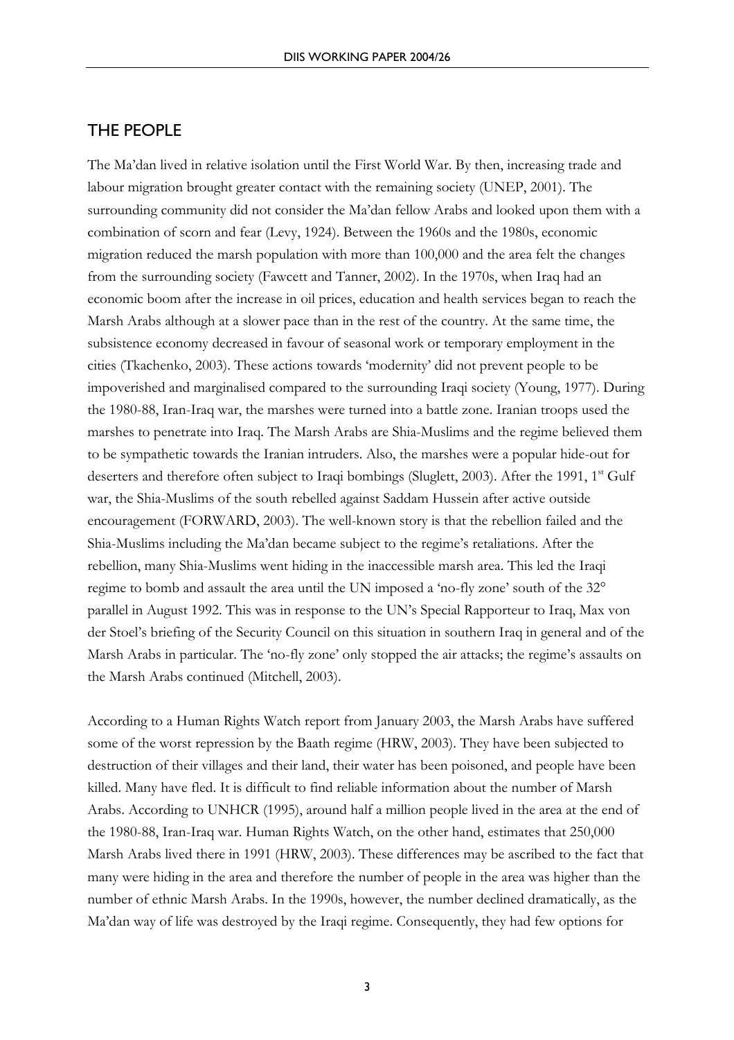## THE PEOPLE

The Ma'dan lived in relative isolation until the First World War. By then, increasing trade and labour migration brought greater contact with the remaining society (UNEP, 2001). The surrounding community did not consider the Ma'dan fellow Arabs and looked upon them with a combination of scorn and fear (Levy, 1924). Between the 1960s and the 1980s, economic migration reduced the marsh population with more than 100,000 and the area felt the changes from the surrounding society (Fawcett and Tanner, 2002). In the 1970s, when Iraq had an economic boom after the increase in oil prices, education and health services began to reach the Marsh Arabs although at a slower pace than in the rest of the country. At the same time, the subsistence economy decreased in favour of seasonal work or temporary employment in the cities (Tkachenko, 2003). These actions towards 'modernity' did not prevent people to be impoverished and marginalised compared to the surrounding Iraqi society (Young, 1977). During the 1980-88, Iran-Iraq war, the marshes were turned into a battle zone. Iranian troops used the marshes to penetrate into Iraq. The Marsh Arabs are Shia-Muslims and the regime believed them to be sympathetic towards the Iranian intruders. Also, the marshes were a popular hide-out for deserters and therefore often subject to Iraqi bombings (Sluglett, 2003). After the 1991, 1st Gulf war, the Shia-Muslims of the south rebelled against Saddam Hussein after active outside encouragement (FORWARD, 2003). The well-known story is that the rebellion failed and the Shia-Muslims including the Ma'dan became subject to the regime's retaliations. After the rebellion, many Shia-Muslims went hiding in the inaccessible marsh area. This led the Iraqi regime to bomb and assault the area until the UN imposed a 'no-fly zone' south of the 32° parallel in August 1992. This was in response to the UN's Special Rapporteur to Iraq, Max von der Stoel's briefing of the Security Council on this situation in southern Iraq in general and of the Marsh Arabs in particular. The 'no-fly zone' only stopped the air attacks; the regime's assaults on the Marsh Arabs continued (Mitchell, 2003).

According to a Human Rights Watch report from January 2003, the Marsh Arabs have suffered some of the worst repression by the Baath regime (HRW, 2003). They have been subjected to destruction of their villages and their land, their water has been poisoned, and people have been killed. Many have fled. It is difficult to find reliable information about the number of Marsh Arabs. According to UNHCR (1995), around half a million people lived in the area at the end of the 1980-88, Iran-Iraq war. Human Rights Watch, on the other hand, estimates that 250,000 Marsh Arabs lived there in 1991 (HRW, 2003). These differences may be ascribed to the fact that many were hiding in the area and therefore the number of people in the area was higher than the number of ethnic Marsh Arabs. In the 1990s, however, the number declined dramatically, as the Ma'dan way of life was destroyed by the Iraqi regime. Consequently, they had few options for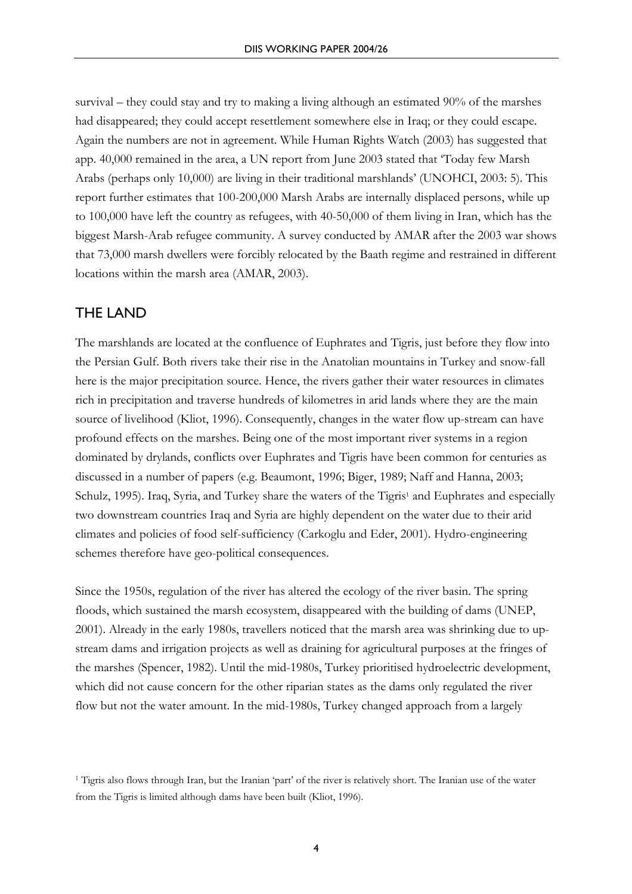survival – they could stay and try to making a living although an estimated 90% of the marshes had disappeared; they could accept resettlement somewhere else in Iraq; or they could escape. Again the numbers are not in agreement. While Human Rights Watch (2003) has suggested that app. 40,000 remained in the area, a UN report from June 2003 stated that 'Today few Marsh Arabs (perhaps only 10,000) are living in their traditional marshlands' (UNOHCI, 2003: 5). This report further estimates that 100-200,000 Marsh Arabs are internally displaced persons, while up to 100,000 have left the country as refugees, with 40-50,000 of them living in Iran, which has the biggest Marsh-Arab refugee community. A survey conducted by AMAR after the 2003 war shows that 73,000 marsh dwellers were forcibly relocated by the Baath regime and restrained in different locations within the marsh area (AMAR, 2003).

## THE LAND

The marshlands are located at the confluence of Euphrates and Tigris, just before they flow into the Persian Gulf. Both rivers take their rise in the Anatolian mountains in Turkey and snow-fall here is the major precipitation source. Hence, the rivers gather their water resources in climates rich in precipitation and traverse hundreds of kilometres in arid lands where they are the main source of livelihood (Kliot, 1996). Consequently, changes in the water flow up-stream can have profound effects on the marshes. Being one of the most important river systems in a region dominated by drylands, conflicts over Euphrates and Tigris have been common for centuries as discussed in a number of papers (e.g. Beaumont, 1996; Biger, 1989; Naff and Hanna, 2003; Schulz, 1995). Iraq, Syria, and Turkey share the waters of the Tigris[1] and Euphrates and especially two downstream countries Iraq and Syria are highly dependent on the water due to their arid climates and policies of food self-sufficiency (Carkoglu and Eder, 2001). Hydro-engineering schemes therefore have geo-political consequences.

Since the 1950s, regulation of the river has altered the ecology of the river basin. The spring floods, which sustained the marsh ecosystem, disappeared with the building of dams (UNEP, 2001). Already in the early 1980s, travellers noticed that the marsh area was shrinking due to up-stream dams and irrigation projects as well as draining for agricultural purposes at the fringes of the marshes (Spencer, 1982). Until the mid-1980s, Turkey prioritised hydroelectric development, which did not cause concern for the other riparian states as the dams only regulated the river flow but not the water amount. In the mid-1980s, Turkey changed approach from a largely

[1] Tigris also flows through Iran, but the Iranian 'part' of the river is relatively short. The Iranian use of the water from the Tigris is limited although dams have been built (Kliot, 1996).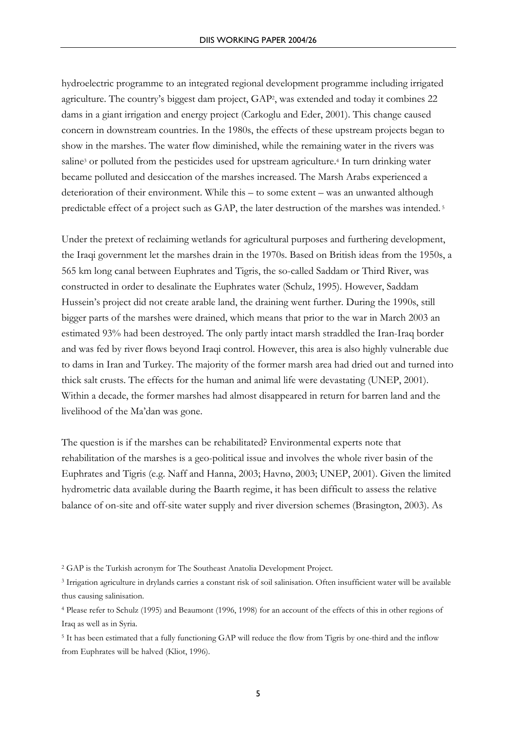hydroelectric programme to an integrated regional development programme including irrigated agriculture. The country's biggest dam project, GAP[2], was extended and today it combines 22 dams in a giant irrigation and energy project (Carkoglu and Eder, 2001). This change caused concern in downstream countries. In the 1980s, the effects of these upstream projects began to show in the marshes. The water flow diminished, while the remaining water in the rivers was saline[3] or polluted from the pesticides used for upstream agriculture.[4] In turn drinking water became polluted and desiccation of the marshes increased. The Marsh Arabs experienced a deterioration of their environment. While this – to some extent – was an unwanted although predictable effect of a project such as GAP, the later destruction of the marshes was intended.[5]

Under the pretext of reclaiming wetlands for agricultural purposes and furthering development, the Iraqi government let the marshes drain in the 1970s. Based on British ideas from the 1950s, a 565 km long canal between Euphrates and Tigris, the so-called Saddam or Third River, was constructed in order to desalinate the Euphrates water (Schulz, 1995). However, Saddam Hussein's project did not create arable land, the draining went further. During the 1990s, still bigger parts of the marshes were drained, which means that prior to the war in March 2003 an estimated 93% had been destroyed. The only partly intact marsh straddled the Iran-Iraq border and was fed by river flows beyond Iraqi control. However, this area is also highly vulnerable due to dams in Iran and Turkey. The majority of the former marsh area had dried out and turned into thick salt crusts. The effects for the human and animal life were devastating (UNEP, 2001). Within a decade, the former marshes had almost disappeared in return for barren land and the livelihood of the Ma'dan was gone.

The question is if the marshes can be rehabilitated? Environmental experts note that rehabilitation of the marshes is a geo-political issue and involves the whole river basin of the Euphrates and Tigris (e.g. Naff and Hanna, 2003; Havnø, 2003; UNEP, 2001). Given the limited hydrometric data available during the Baarth regime, it has been difficult to assess the relative balance of on-site and off-site water supply and river diversion schemes (Brasington, 2003). As

---

[2] GAP is the Turkish acronym for The Southeast Anatolia Development Project.

[3] Irrigation agriculture in drylands carries a constant risk of soil salinisation. Often insufficient water will be available thus causing salinisation.

[4] Please refer to Schulz (1995) and Beaumont (1996, 1998) for an account of the effects of this in other regions of Iraq as well as in Syria.

[5] It has been estimated that a fully functioning GAP will reduce the flow from Tigris by one-third and the inflow from Euphrates will be halved (Kliot, 1996).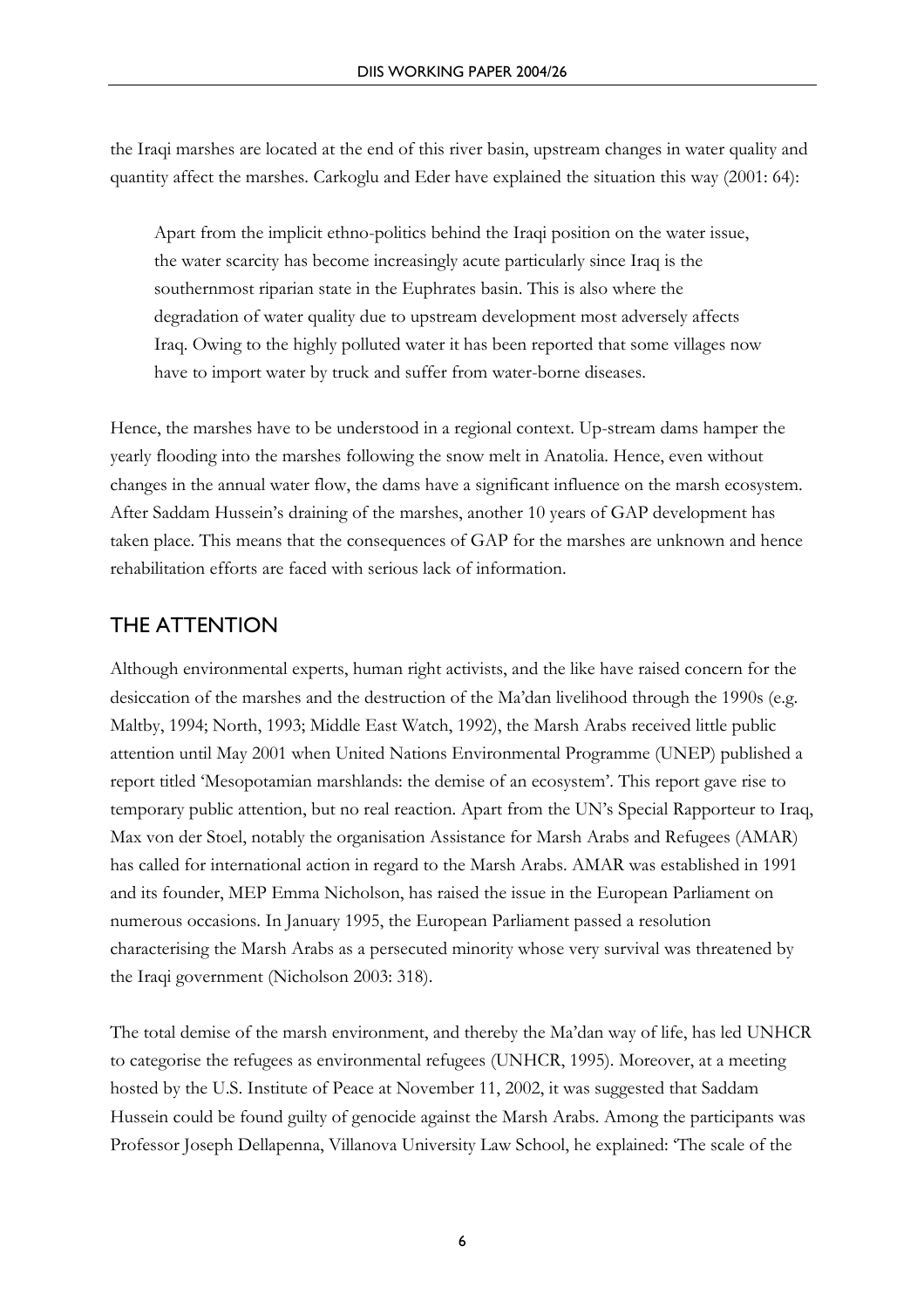the Iraqi marshes are located at the end of this river basin, upstream changes in water quality and quantity affect the marshes. Carkoglu and Eder have explained the situation this way (2001: 64):

> Apart from the implicit ethno-politics behind the Iraqi position on the water issue, the water scarcity has become increasingly acute particularly since Iraq is the southernmost riparian state in the Euphrates basin. This is also where the degradation of water quality due to upstream development most adversely affects Iraq. Owing to the highly polluted water it has been reported that some villages now have to import water by truck and suffer from water-borne diseases.

Hence, the marshes have to be understood in a regional context. Up-stream dams hamper the yearly flooding into the marshes following the snow melt in Anatolia. Hence, even without changes in the annual water flow, the dams have a significant influence on the marsh ecosystem. After Saddam Hussein's draining of the marshes, another 10 years of GAP development has taken place. This means that the consequences of GAP for the marshes are unknown and hence rehabilitation efforts are faced with serious lack of information.

## THE ATTENTION

Although environmental experts, human right activists, and the like have raised concern for the desiccation of the marshes and the destruction of the Ma'dan livelihood through the 1990s (e.g. Maltby, 1994; North, 1993; Middle East Watch, 1992), the Marsh Arabs received little public attention until May 2001 when United Nations Environmental Programme (UNEP) published a report titled 'Mesopotamian marshlands: the demise of an ecosystem'. This report gave rise to temporary public attention, but no real reaction. Apart from the UN's Special Rapporteur to Iraq, Max von der Stoel, notably the organisation Assistance for Marsh Arabs and Refugees (AMAR) has called for international action in regard to the Marsh Arabs. AMAR was established in 1991 and its founder, MEP Emma Nicholson, has raised the issue in the European Parliament on numerous occasions. In January 1995, the European Parliament passed a resolution characterising the Marsh Arabs as a persecuted minority whose very survival was threatened by the Iraqi government (Nicholson 2003: 318).

The total demise of the marsh environment, and thereby the Ma'dan way of life, has led UNHCR to categorise the refugees as environmental refugees (UNHCR, 1995). Moreover, at a meeting hosted by the U.S. Institute of Peace at November 11, 2002, it was suggested that Saddam Hussein could be found guilty of genocide against the Marsh Arabs. Among the participants was Professor Joseph Dellapenna, Villanova University Law School, he explained: 'The scale of the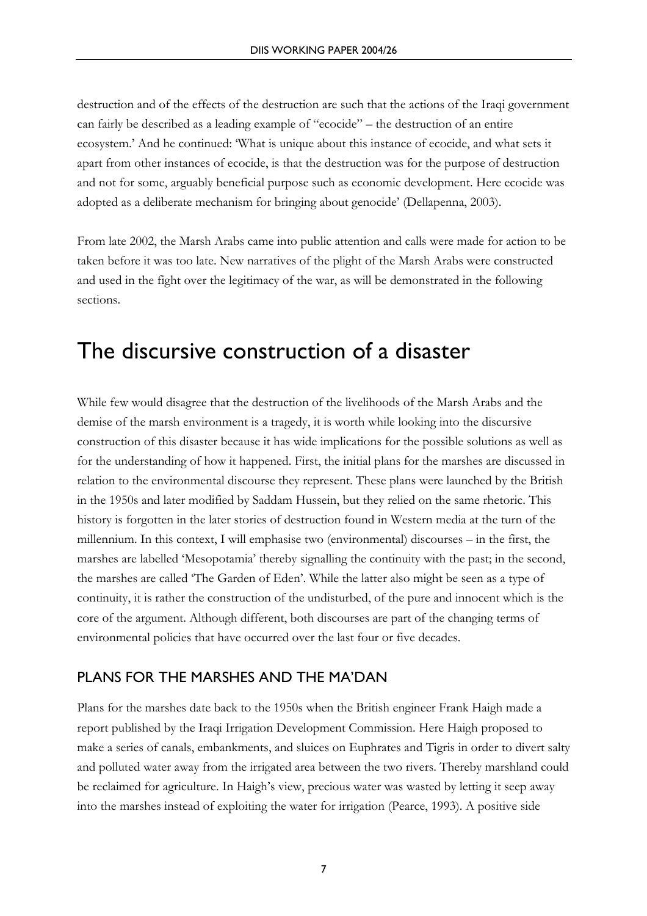destruction and of the effects of the destruction are such that the actions of the Iraqi government can fairly be described as a leading example of "ecocide" – the destruction of an entire ecosystem.' And he continued: 'What is unique about this instance of ecocide, and what sets it apart from other instances of ecocide, is that the destruction was for the purpose of destruction and not for some, arguably beneficial purpose such as economic development. Here ecocide was adopted as a deliberate mechanism for bringing about genocide' (Dellapenna, 2003).

From late 2002, the Marsh Arabs came into public attention and calls were made for action to be taken before it was too late. New narratives of the plight of the Marsh Arabs were constructed and used in the fight over the legitimacy of the war, as will be demonstrated in the following sections.

# The discursive construction of a disaster

While few would disagree that the destruction of the livelihoods of the Marsh Arabs and the demise of the marsh environment is a tragedy, it is worth while looking into the discursive construction of this disaster because it has wide implications for the possible solutions as well as for the understanding of how it happened. First, the initial plans for the marshes are discussed in relation to the environmental discourse they represent. These plans were launched by the British in the 1950s and later modified by Saddam Hussein, but they relied on the same rhetoric. This history is forgotten in the later stories of destruction found in Western media at the turn of the millennium. In this context, I will emphasise two (environmental) discourses – in the first, the marshes are labelled 'Mesopotamia' thereby signalling the continuity with the past; in the second, the marshes are called 'The Garden of Eden'. While the latter also might be seen as a type of continuity, it is rather the construction of the undisturbed, of the pure and innocent which is the core of the argument. Although different, both discourses are part of the changing terms of environmental policies that have occurred over the last four or five decades.

## PLANS FOR THE MARSHES AND THE MA'DAN

Plans for the marshes date back to the 1950s when the British engineer Frank Haigh made a report published by the Iraqi Irrigation Development Commission. Here Haigh proposed to make a series of canals, embankments, and sluices on Euphrates and Tigris in order to divert salty and polluted water away from the irrigated area between the two rivers. Thereby marshland could be reclaimed for agriculture. In Haigh's view, precious water was wasted by letting it seep away into the marshes instead of exploiting the water for irrigation (Pearce, 1993). A positive side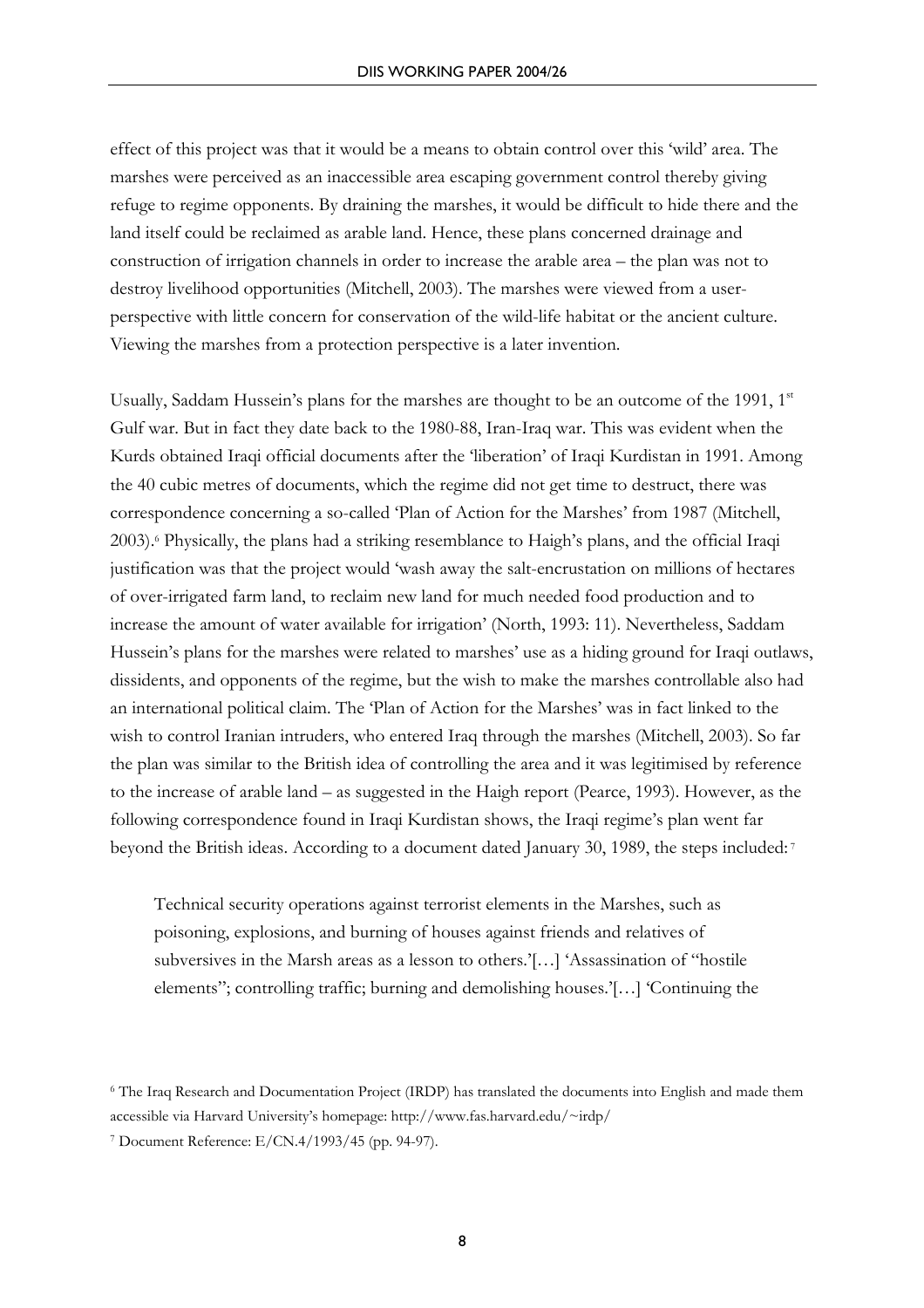effect of this project was that it would be a means to obtain control over this 'wild' area. The marshes were perceived as an inaccessible area escaping government control thereby giving refuge to regime opponents. By draining the marshes, it would be difficult to hide there and the land itself could be reclaimed as arable land. Hence, these plans concerned drainage and construction of irrigation channels in order to increase the arable area – the plan was not to destroy livelihood opportunities (Mitchell, 2003). The marshes were viewed from a user-perspective with little concern for conservation of the wild-life habitat or the ancient culture. Viewing the marshes from a protection perspective is a later invention.

Usually, Saddam Hussein's plans for the marshes are thought to be an outcome of the 1991, 1st Gulf war. But in fact they date back to the 1980-88, Iran-Iraq war. This was evident when the Kurds obtained Iraqi official documents after the 'liberation' of Iraqi Kurdistan in 1991. Among the 40 cubic metres of documents, which the regime did not get time to destruct, there was correspondence concerning a so-called 'Plan of Action for the Marshes' from 1987 (Mitchell, 2003).[6] Physically, the plans had a striking resemblance to Haigh's plans, and the official Iraqi justification was that the project would 'wash away the salt-encrustation on millions of hectares of over-irrigated farm land, to reclaim new land for much needed food production and to increase the amount of water available for irrigation' (North, 1993: 11). Nevertheless, Saddam Hussein's plans for the marshes were related to marshes' use as a hiding ground for Iraqi outlaws, dissidents, and opponents of the regime, but the wish to make the marshes controllable also had an international political claim. The 'Plan of Action for the Marshes' was in fact linked to the wish to control Iranian intruders, who entered Iraq through the marshes (Mitchell, 2003). So far the plan was similar to the British idea of controlling the area and it was legitimised by reference to the increase of arable land – as suggested in the Haigh report (Pearce, 1993). However, as the following correspondence found in Iraqi Kurdistan shows, the Iraqi regime's plan went far beyond the British ideas. According to a document dated January 30, 1989, the steps included:[7]

> Technical security operations against terrorist elements in the Marshes, such as poisoning, explosions, and burning of houses against friends and relatives of subversives in the Marsh areas as a lesson to others.'[…] 'Assassination of "hostile elements"; controlling traffic; burning and demolishing houses.'[…] 'Continuing the

[6] The Iraq Research and Documentation Project (IRDP) has translated the documents into English and made them accessible via Harvard University's homepage: http://www.fas.harvard.edu/~irdp/

[7] Document Reference: E/CN.4/1993/45 (pp. 94-97).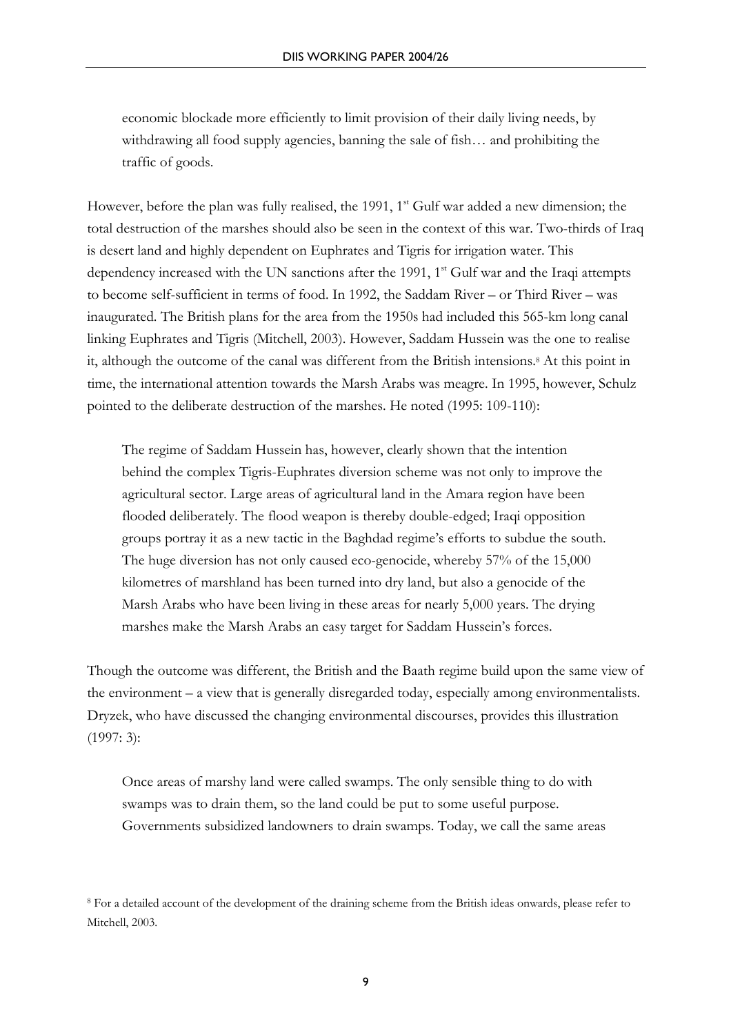economic blockade more efficiently to limit provision of their daily living needs, by withdrawing all food supply agencies, banning the sale of fish… and prohibiting the traffic of goods.

However, before the plan was fully realised, the 1991, 1st Gulf war added a new dimension; the total destruction of the marshes should also be seen in the context of this war. Two-thirds of Iraq is desert land and highly dependent on Euphrates and Tigris for irrigation water. This dependency increased with the UN sanctions after the 1991, 1st Gulf war and the Iraqi attempts to become self-sufficient in terms of food. In 1992, the Saddam River – or Third River – was inaugurated. The British plans for the area from the 1950s had included this 565-km long canal linking Euphrates and Tigris (Mitchell, 2003). However, Saddam Hussein was the one to realise it, although the outcome of the canal was different from the British intensions.[8] At this point in time, the international attention towards the Marsh Arabs was meagre. In 1995, however, Schulz pointed to the deliberate destruction of the marshes. He noted (1995: 109-110):

> The regime of Saddam Hussein has, however, clearly shown that the intention behind the complex Tigris-Euphrates diversion scheme was not only to improve the agricultural sector. Large areas of agricultural land in the Amara region have been flooded deliberately. The flood weapon is thereby double-edged; Iraqi opposition groups portray it as a new tactic in the Baghdad regime's efforts to subdue the south. The huge diversion has not only caused eco-genocide, whereby 57% of the 15,000 kilometres of marshland has been turned into dry land, but also a genocide of the Marsh Arabs who have been living in these areas for nearly 5,000 years. The drying marshes make the Marsh Arabs an easy target for Saddam Hussein's forces.

Though the outcome was different, the British and the Baath regime build upon the same view of the environment – a view that is generally disregarded today, especially among environmentalists. Dryzek, who have discussed the changing environmental discourses, provides this illustration (1997: 3):

> Once areas of marshy land were called swamps. The only sensible thing to do with swamps was to drain them, so the land could be put to some useful purpose. Governments subsidized landowners to drain swamps. Today, we call the same areas

[8] For a detailed account of the development of the draining scheme from the British ideas onwards, please refer to Mitchell, 2003.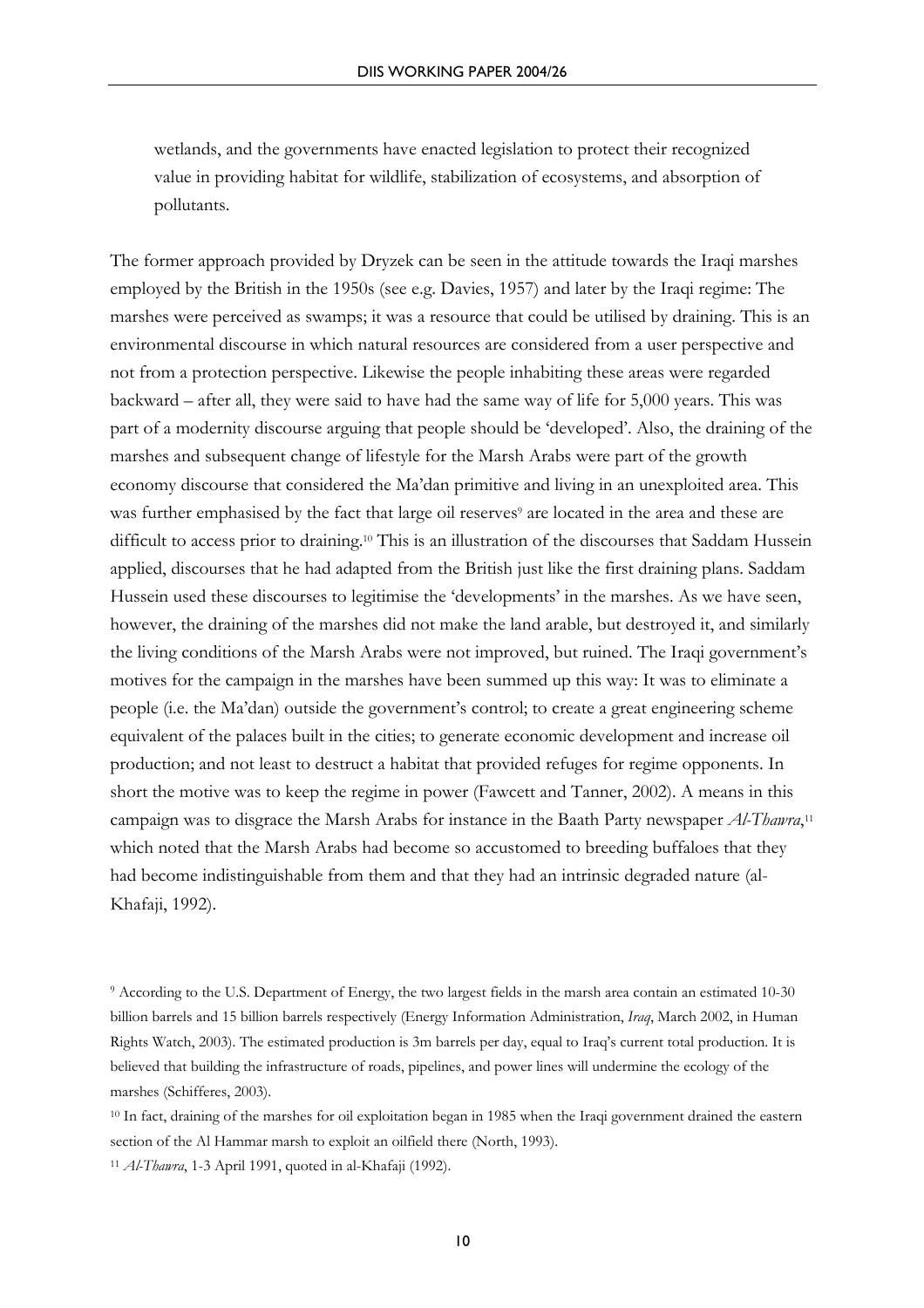wetlands, and the governments have enacted legislation to protect their recognized value in providing habitat for wildlife, stabilization of ecosystems, and absorption of pollutants.

The former approach provided by Dryzek can be seen in the attitude towards the Iraqi marshes employed by the British in the 1950s (see e.g. Davies, 1957) and later by the Iraqi regime: The marshes were perceived as swamps; it was a resource that could be utilised by draining. This is an environmental discourse in which natural resources are considered from a user perspective and not from a protection perspective. Likewise the people inhabiting these areas were regarded backward – after all, they were said to have had the same way of life for 5,000 years. This was part of a modernity discourse arguing that people should be 'developed'. Also, the draining of the marshes and subsequent change of lifestyle for the Marsh Arabs were part of the growth economy discourse that considered the Ma'dan primitive and living in an unexploited area. This was further emphasised by the fact that large oil reserves[9] are located in the area and these are difficult to access prior to draining.[10] This is an illustration of the discourses that Saddam Hussein applied, discourses that he had adapted from the British just like the first draining plans. Saddam Hussein used these discourses to legitimise the 'developments' in the marshes. As we have seen, however, the draining of the marshes did not make the land arable, but destroyed it, and similarly the living conditions of the Marsh Arabs were not improved, but ruined. The Iraqi government's motives for the campaign in the marshes have been summed up this way: It was to eliminate a people (i.e. the Ma'dan) outside the government's control; to create a great engineering scheme equivalent of the palaces built in the cities; to generate economic development and increase oil production; and not least to destruct a habitat that provided refuges for regime opponents. In short the motive was to keep the regime in power (Fawcett and Tanner, 2002). A means in this campaign was to disgrace the Marsh Arabs for instance in the Baath Party newspaper *Al-Thawra*,[11] which noted that the Marsh Arabs had become so accustomed to breeding buffaloes that they had become indistinguishable from them and that they had an intrinsic degraded nature (al-Khafaji, 1992).

[9] According to the U.S. Department of Energy, the two largest fields in the marsh area contain an estimated 10-30 billion barrels and 15 billion barrels respectively (Energy Information Administration, *Iraq*, March 2002, in Human Rights Watch, 2003). The estimated production is 3m barrels per day, equal to Iraq's current total production. It is believed that building the infrastructure of roads, pipelines, and power lines will undermine the ecology of the marshes (Schifferes, 2003).

[10] In fact, draining of the marshes for oil exploitation began in 1985 when the Iraqi government drained the eastern section of the Al Hammar marsh to exploit an oilfield there (North, 1993).

[11] *Al-Thawra*, 1-3 April 1991, quoted in al-Khafaji (1992).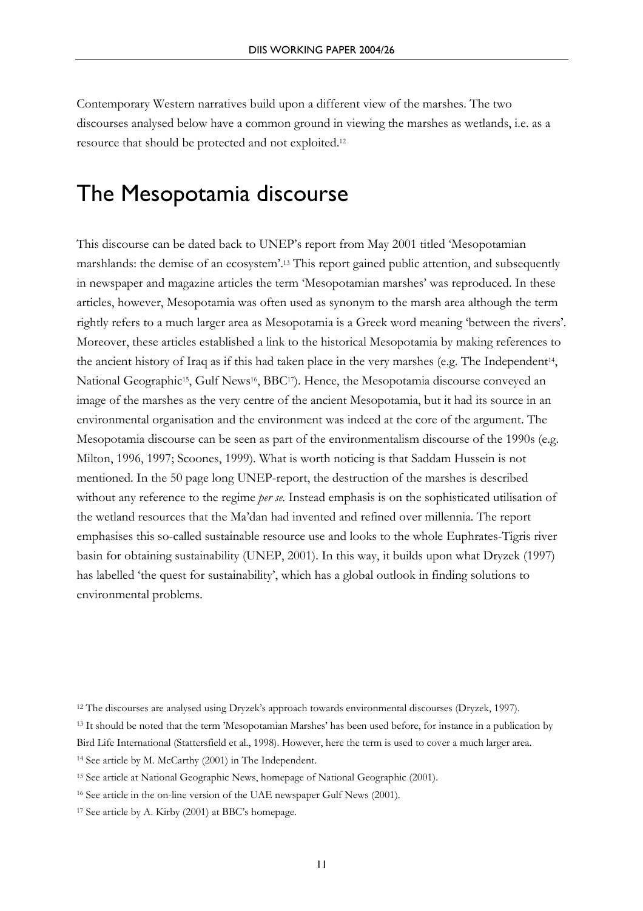Contemporary Western narratives build upon a different view of the marshes. The two discourses analysed below have a common ground in viewing the marshes as wetlands, i.e. as a resource that should be protected and not exploited.[12]

# The Mesopotamia discourse

This discourse can be dated back to UNEP's report from May 2001 titled 'Mesopotamian marshlands: the demise of an ecosystem'.[13] This report gained public attention, and subsequently in newspaper and magazine articles the term 'Mesopotamian marshes' was reproduced. In these articles, however, Mesopotamia was often used as synonym to the marsh area although the term rightly refers to a much larger area as Mesopotamia is a Greek word meaning 'between the rivers'. Moreover, these articles established a link to the historical Mesopotamia by making references to the ancient history of Iraq as if this had taken place in the very marshes (e.g. The Independent[14], National Geographic[15], Gulf News[16], BBC[17]). Hence, the Mesopotamia discourse conveyed an image of the marshes as the very centre of the ancient Mesopotamia, but it had its source in an environmental organisation and the environment was indeed at the core of the argument. The Mesopotamia discourse can be seen as part of the environmentalism discourse of the 1990s (e.g. Milton, 1996, 1997; Scoones, 1999). What is worth noticing is that Saddam Hussein is not mentioned. In the 50 page long UNEP-report, the destruction of the marshes is described without any reference to the regime *per se.* Instead emphasis is on the sophisticated utilisation of the wetland resources that the Ma'dan had invented and refined over millennia. The report emphasises this so-called sustainable resource use and looks to the whole Euphrates-Tigris river basin for obtaining sustainability (UNEP, 2001). In this way, it builds upon what Dryzek (1997) has labelled 'the quest for sustainability', which has a global outlook in finding solutions to environmental problems.

[12] The discourses are analysed using Dryzek's approach towards environmental discourses (Dryzek, 1997).

[13] It should be noted that the term 'Mesopotamian Marshes' has been used before, for instance in a publication by Bird Life International (Stattersfield et al., 1998). However, here the term is used to cover a much larger area.

[14] See article by M. McCarthy (2001) in The Independent.

[15] See article at National Geographic News, homepage of National Geographic (2001).

[16] See article in the on-line version of the UAE newspaper Gulf News (2001).

[17] See article by A. Kirby (2001) at BBC's homepage.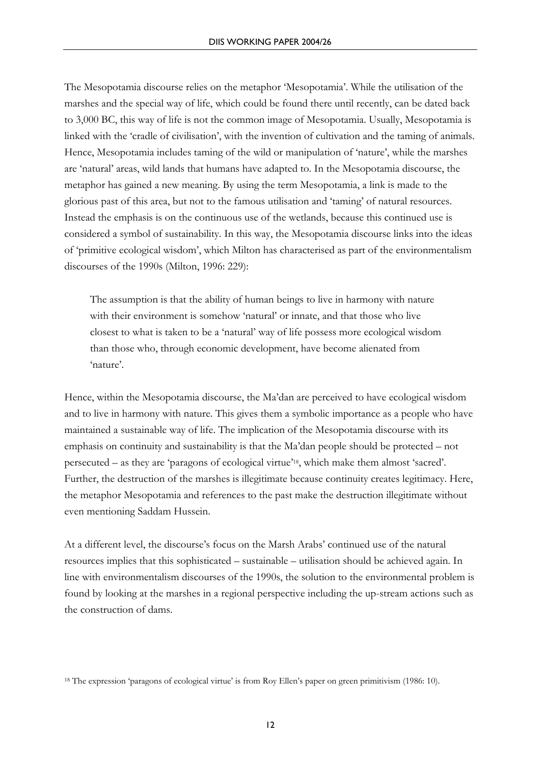The Mesopotamia discourse relies on the metaphor 'Mesopotamia'. While the utilisation of the marshes and the special way of life, which could be found there until recently, can be dated back to 3,000 BC, this way of life is not the common image of Mesopotamia. Usually, Mesopotamia is linked with the 'cradle of civilisation', with the invention of cultivation and the taming of animals. Hence, Mesopotamia includes taming of the wild or manipulation of 'nature', while the marshes are 'natural' areas, wild lands that humans have adapted to. In the Mesopotamia discourse, the metaphor has gained a new meaning. By using the term Mesopotamia, a link is made to the glorious past of this area, but not to the famous utilisation and 'taming' of natural resources. Instead the emphasis is on the continuous use of the wetlands, because this continued use is considered a symbol of sustainability. In this way, the Mesopotamia discourse links into the ideas of 'primitive ecological wisdom', which Milton has characterised as part of the environmentalism discourses of the 1990s (Milton, 1996: 229):

> The assumption is that the ability of human beings to live in harmony with nature with their environment is somehow 'natural' or innate, and that those who live closest to what is taken to be a 'natural' way of life possess more ecological wisdom than those who, through economic development, have become alienated from 'nature'.

Hence, within the Mesopotamia discourse, the Ma'dan are perceived to have ecological wisdom and to live in harmony with nature. This gives them a symbolic importance as a people who have maintained a sustainable way of life. The implication of the Mesopotamia discourse with its emphasis on continuity and sustainability is that the Ma'dan people should be protected – not persecuted – as they are 'paragons of ecological virtue'[18], which make them almost 'sacred'. Further, the destruction of the marshes is illegitimate because continuity creates legitimacy. Here, the metaphor Mesopotamia and references to the past make the destruction illegitimate without even mentioning Saddam Hussein.

At a different level, the discourse's focus on the Marsh Arabs' continued use of the natural resources implies that this sophisticated – sustainable – utilisation should be achieved again. In line with environmentalism discourses of the 1990s, the solution to the environmental problem is found by looking at the marshes in a regional perspective including the up-stream actions such as the construction of dams.

[18] The expression 'paragons of ecological virtue' is from Roy Ellen's paper on green primitivism (1986: 10).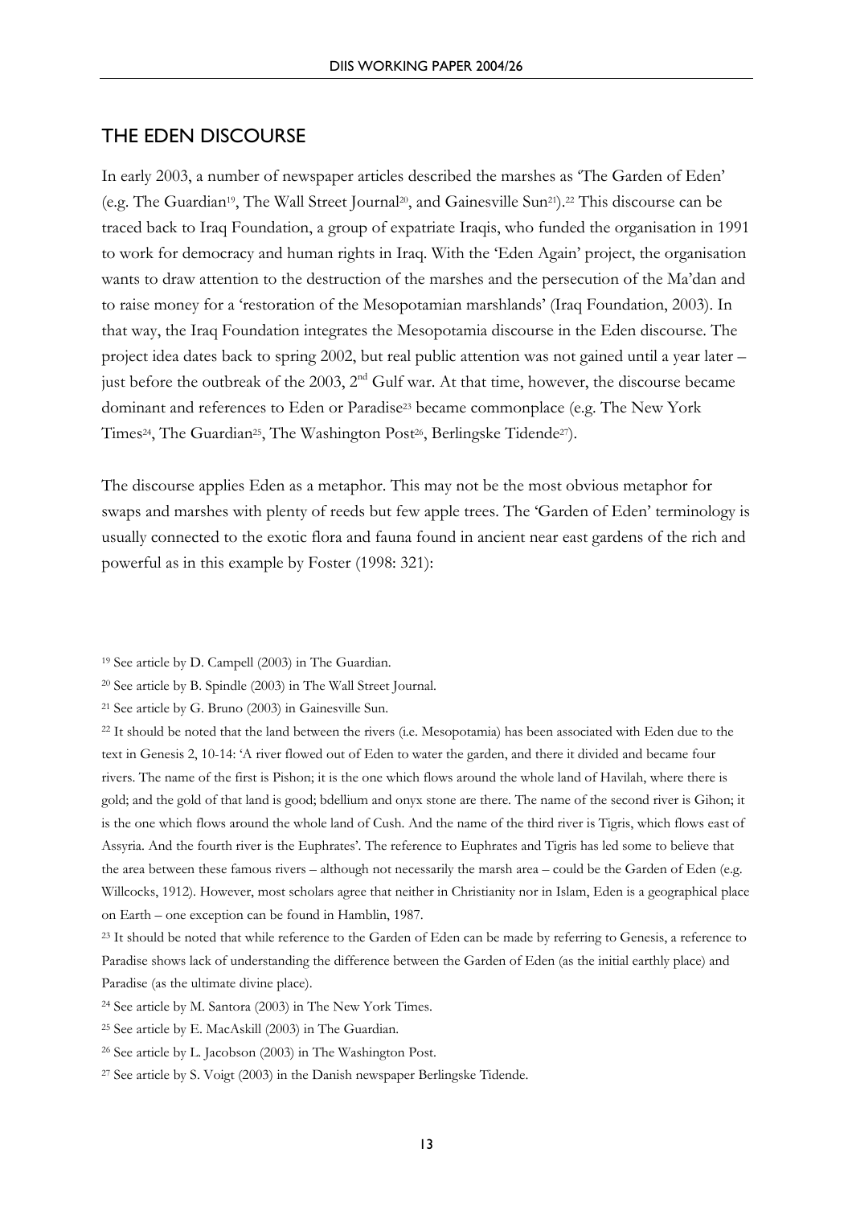## THE EDEN DISCOURSE

In early 2003, a number of newspaper articles described the marshes as 'The Garden of Eden' (e.g. The Guardian[19], The Wall Street Journal[20], and Gainesville Sun[21]).[22] This discourse can be traced back to Iraq Foundation, a group of expatriate Iraqis, who funded the organisation in 1991 to work for democracy and human rights in Iraq. With the 'Eden Again' project, the organisation wants to draw attention to the destruction of the marshes and the persecution of the Ma'dan and to raise money for a 'restoration of the Mesopotamian marshlands' (Iraq Foundation, 2003). In that way, the Iraq Foundation integrates the Mesopotamia discourse in the Eden discourse. The project idea dates back to spring 2002, but real public attention was not gained until a year later – just before the outbreak of the 2003, 2nd Gulf war. At that time, however, the discourse became dominant and references to Eden or Paradise[23] became commonplace (e.g. The New York Times[24], The Guardian[25], The Washington Post[26], Berlingske Tidende[27]).

The discourse applies Eden as a metaphor. This may not be the most obvious metaphor for swaps and marshes with plenty of reeds but few apple trees. The 'Garden of Eden' terminology is usually connected to the exotic flora and fauna found in ancient near east gardens of the rich and powerful as in this example by Foster (1998: 321):

---

[19] See article by D. Campell (2003) in The Guardian.

[20] See article by B. Spindle (2003) in The Wall Street Journal.

[21] See article by G. Bruno (2003) in Gainesville Sun.

[22] It should be noted that the land between the rivers (i.e. Mesopotamia) has been associated with Eden due to the text in Genesis 2, 10-14: 'A river flowed out of Eden to water the garden, and there it divided and became four rivers. The name of the first is Pishon; it is the one which flows around the whole land of Havilah, where there is gold; and the gold of that land is good; bdellium and onyx stone are there. The name of the second river is Gihon; it is the one which flows around the whole land of Cush. And the name of the third river is Tigris, which flows east of Assyria. And the fourth river is the Euphrates'. The reference to Euphrates and Tigris has led some to believe that the area between these famous rivers – although not necessarily the marsh area – could be the Garden of Eden (e.g. Willcocks, 1912). However, most scholars agree that neither in Christianity nor in Islam, Eden is a geographical place on Earth – one exception can be found in Hamblin, 1987.

[23] It should be noted that while reference to the Garden of Eden can be made by referring to Genesis, a reference to Paradise shows lack of understanding the difference between the Garden of Eden (as the initial earthly place) and Paradise (as the ultimate divine place).

[24] See article by M. Santora (2003) in The New York Times.

[25] See article by E. MacAskill (2003) in The Guardian.

[26] See article by L. Jacobson (2003) in The Washington Post.

[27] See article by S. Voigt (2003) in the Danish newspaper Berlingske Tidende.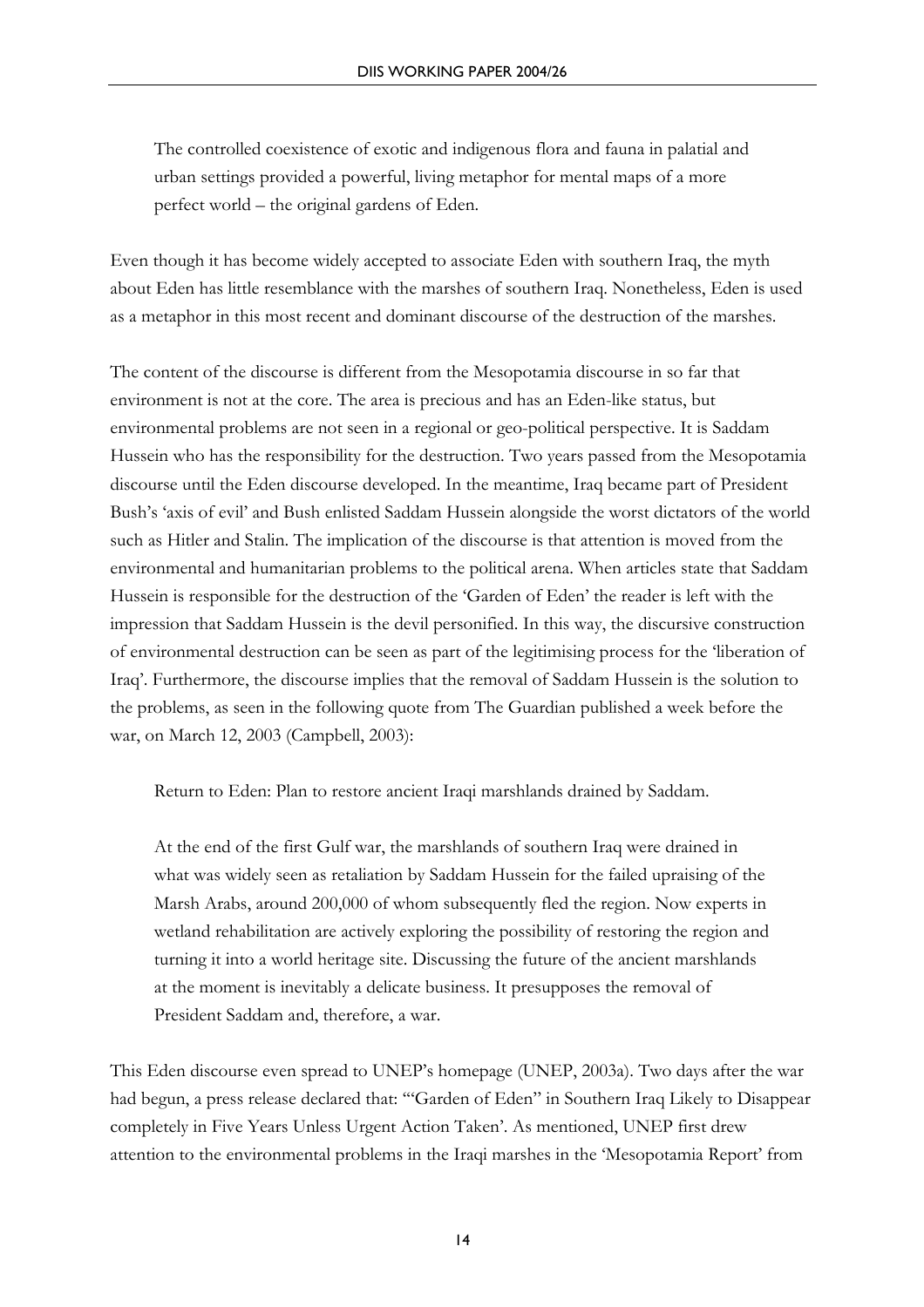> The controlled coexistence of exotic and indigenous flora and fauna in palatial and urban settings provided a powerful, living metaphor for mental maps of a more perfect world – the original gardens of Eden.

Even though it has become widely accepted to associate Eden with southern Iraq, the myth about Eden has little resemblance with the marshes of southern Iraq. Nonetheless, Eden is used as a metaphor in this most recent and dominant discourse of the destruction of the marshes.

The content of the discourse is different from the Mesopotamia discourse in so far that environment is not at the core. The area is precious and has an Eden-like status, but environmental problems are not seen in a regional or geo-political perspective. It is Saddam Hussein who has the responsibility for the destruction. Two years passed from the Mesopotamia discourse until the Eden discourse developed. In the meantime, Iraq became part of President Bush's 'axis of evil' and Bush enlisted Saddam Hussein alongside the worst dictators of the world such as Hitler and Stalin. The implication of the discourse is that attention is moved from the environmental and humanitarian problems to the political arena. When articles state that Saddam Hussein is responsible for the destruction of the 'Garden of Eden' the reader is left with the impression that Saddam Hussein is the devil personified. In this way, the discursive construction of environmental destruction can be seen as part of the legitimising process for the 'liberation of Iraq'. Furthermore, the discourse implies that the removal of Saddam Hussein is the solution to the problems, as seen in the following quote from The Guardian published a week before the war, on March 12, 2003 (Campbell, 2003):

> Return to Eden: Plan to restore ancient Iraqi marshlands drained by Saddam.
>
> At the end of the first Gulf war, the marshlands of southern Iraq were drained in what was widely seen as retaliation by Saddam Hussein for the failed upraising of the Marsh Arabs, around 200,000 of whom subsequently fled the region. Now experts in wetland rehabilitation are actively exploring the possibility of restoring the region and turning it into a world heritage site. Discussing the future of the ancient marshlands at the moment is inevitably a delicate business. It presupposes the removal of President Saddam and, therefore, a war.

This Eden discourse even spread to UNEP's homepage (UNEP, 2003a). Two days after the war had begun, a press release declared that: '"Garden of Eden" in Southern Iraq Likely to Disappear completely in Five Years Unless Urgent Action Taken'. As mentioned, UNEP first drew attention to the environmental problems in the Iraqi marshes in the 'Mesopotamia Report' from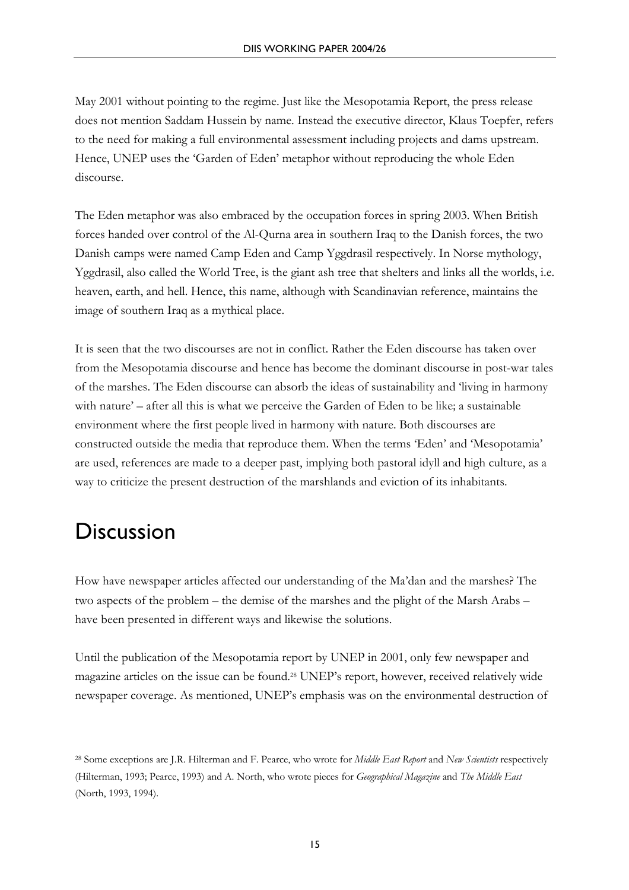May 2001 without pointing to the regime. Just like the Mesopotamia Report, the press release does not mention Saddam Hussein by name. Instead the executive director, Klaus Toepfer, refers to the need for making a full environmental assessment including projects and dams upstream. Hence, UNEP uses the 'Garden of Eden' metaphor without reproducing the whole Eden discourse.

The Eden metaphor was also embraced by the occupation forces in spring 2003. When British forces handed over control of the Al-Qurna area in southern Iraq to the Danish forces, the two Danish camps were named Camp Eden and Camp Yggdrasil respectively. In Norse mythology, Yggdrasil, also called the World Tree, is the giant ash tree that shelters and links all the worlds, i.e. heaven, earth, and hell. Hence, this name, although with Scandinavian reference, maintains the image of southern Iraq as a mythical place.

It is seen that the two discourses are not in conflict. Rather the Eden discourse has taken over from the Mesopotamia discourse and hence has become the dominant discourse in post-war tales of the marshes. The Eden discourse can absorb the ideas of sustainability and 'living in harmony with nature' – after all this is what we perceive the Garden of Eden to be like; a sustainable environment where the first people lived in harmony with nature. Both discourses are constructed outside the media that reproduce them. When the terms 'Eden' and 'Mesopotamia' are used, references are made to a deeper past, implying both pastoral idyll and high culture, as a way to criticize the present destruction of the marshlands and eviction of its inhabitants.

# Discussion

How have newspaper articles affected our understanding of the Ma'dan and the marshes? The two aspects of the problem – the demise of the marshes and the plight of the Marsh Arabs – have been presented in different ways and likewise the solutions.

Until the publication of the Mesopotamia report by UNEP in 2001, only few newspaper and magazine articles on the issue can be found.[28] UNEP's report, however, received relatively wide newspaper coverage. As mentioned, UNEP's emphasis was on the environmental destruction of

[28] Some exceptions are J.R. Hilterman and F. Pearce, who wrote for *Middle East Report* and *New Scientists* respectively (Hilterman, 1993; Pearce, 1993) and A. North, who wrote pieces for *Geographical Magazine* and *The Middle East* (North, 1993, 1994).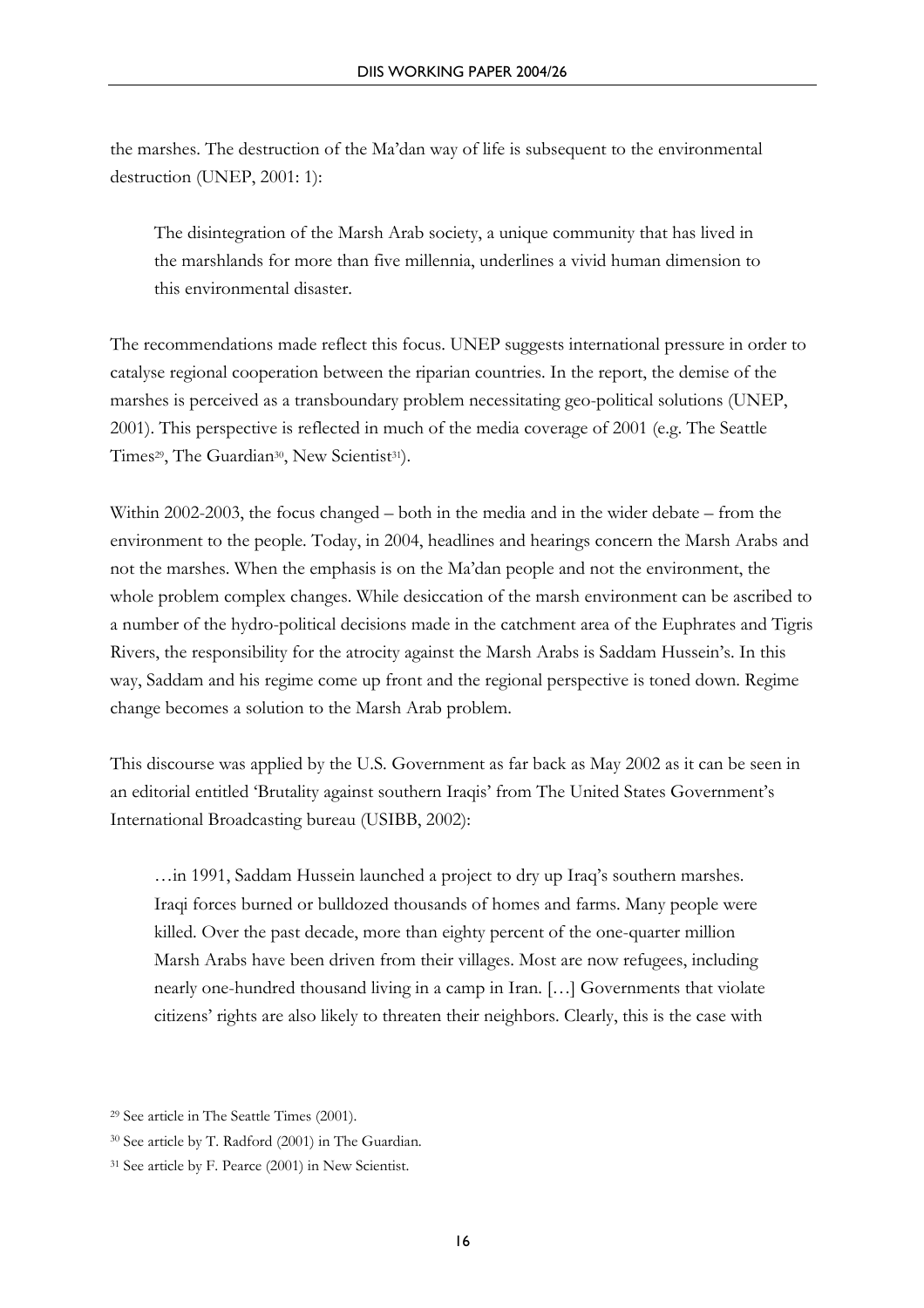the marshes. The destruction of the Ma'dan way of life is subsequent to the environmental destruction (UNEP, 2001: 1):

> The disintegration of the Marsh Arab society, a unique community that has lived in the marshlands for more than five millennia, underlines a vivid human dimension to this environmental disaster.

The recommendations made reflect this focus. UNEP suggests international pressure in order to catalyse regional cooperation between the riparian countries. In the report, the demise of the marshes is perceived as a transboundary problem necessitating geo-political solutions (UNEP, 2001). This perspective is reflected in much of the media coverage of 2001 (e.g. The Seattle Times[29], The Guardian[30], New Scientist[31]).

Within 2002-2003, the focus changed – both in the media and in the wider debate – from the environment to the people. Today, in 2004, headlines and hearings concern the Marsh Arabs and not the marshes. When the emphasis is on the Ma'dan people and not the environment, the whole problem complex changes. While desiccation of the marsh environment can be ascribed to a number of the hydro-political decisions made in the catchment area of the Euphrates and Tigris Rivers, the responsibility for the atrocity against the Marsh Arabs is Saddam Hussein's. In this way, Saddam and his regime come up front and the regional perspective is toned down. Regime change becomes a solution to the Marsh Arab problem.

This discourse was applied by the U.S. Government as far back as May 2002 as it can be seen in an editorial entitled 'Brutality against southern Iraqis' from The United States Government's International Broadcasting bureau (USIBB, 2002):

> …in 1991, Saddam Hussein launched a project to dry up Iraq's southern marshes. Iraqi forces burned or bulldozed thousands of homes and farms. Many people were killed. Over the past decade, more than eighty percent of the one-quarter million Marsh Arabs have been driven from their villages. Most are now refugees, including nearly one-hundred thousand living in a camp in Iran. […] Governments that violate citizens' rights are also likely to threaten their neighbors. Clearly, this is the case with

[29] See article in The Seattle Times (2001).

[30] See article by T. Radford (2001) in The Guardian.

[31] See article by F. Pearce (2001) in New Scientist.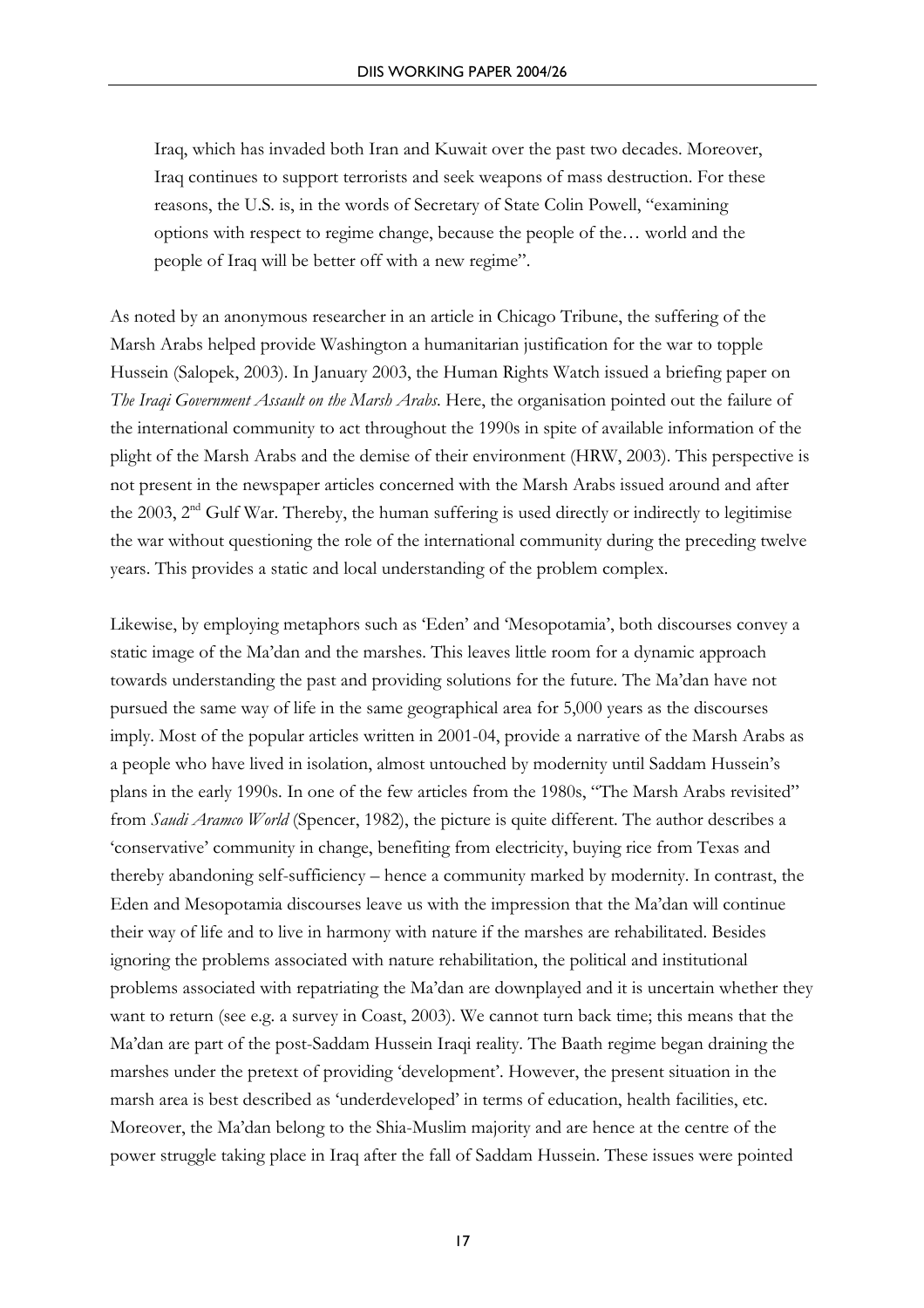> Iraq, which has invaded both Iran and Kuwait over the past two decades. Moreover, Iraq continues to support terrorists and seek weapons of mass destruction. For these reasons, the U.S. is, in the words of Secretary of State Colin Powell, "examining options with respect to regime change, because the people of the… world and the people of Iraq will be better off with a new regime".

As noted by an anonymous researcher in an article in Chicago Tribune, the suffering of the Marsh Arabs helped provide Washington a humanitarian justification for the war to topple Hussein (Salopek, 2003). In January 2003, the Human Rights Watch issued a briefing paper on *The Iraqi Government Assault on the Marsh Arabs*. Here, the organisation pointed out the failure of the international community to act throughout the 1990s in spite of available information of the plight of the Marsh Arabs and the demise of their environment (HRW, 2003). This perspective is not present in the newspaper articles concerned with the Marsh Arabs issued around and after the 2003, 2nd Gulf War. Thereby, the human suffering is used directly or indirectly to legitimise the war without questioning the role of the international community during the preceding twelve years. This provides a static and local understanding of the problem complex.

Likewise, by employing metaphors such as 'Eden' and 'Mesopotamia', both discourses convey a static image of the Ma'dan and the marshes. This leaves little room for a dynamic approach towards understanding the past and providing solutions for the future. The Ma'dan have not pursued the same way of life in the same geographical area for 5,000 years as the discourses imply. Most of the popular articles written in 2001-04, provide a narrative of the Marsh Arabs as a people who have lived in isolation, almost untouched by modernity until Saddam Hussein's plans in the early 1990s. In one of the few articles from the 1980s, "The Marsh Arabs revisited" from *Saudi Aramco World* (Spencer, 1982), the picture is quite different. The author describes a 'conservative' community in change, benefiting from electricity, buying rice from Texas and thereby abandoning self-sufficiency – hence a community marked by modernity. In contrast, the Eden and Mesopotamia discourses leave us with the impression that the Ma'dan will continue their way of life and to live in harmony with nature if the marshes are rehabilitated. Besides ignoring the problems associated with nature rehabilitation, the political and institutional problems associated with repatriating the Ma'dan are downplayed and it is uncertain whether they want to return (see e.g. a survey in Coast, 2003). We cannot turn back time; this means that the Ma'dan are part of the post-Saddam Hussein Iraqi reality. The Baath regime began draining the marshes under the pretext of providing 'development'. However, the present situation in the marsh area is best described as 'underdeveloped' in terms of education, health facilities, etc. Moreover, the Ma'dan belong to the Shia-Muslim majority and are hence at the centre of the power struggle taking place in Iraq after the fall of Saddam Hussein. These issues were pointed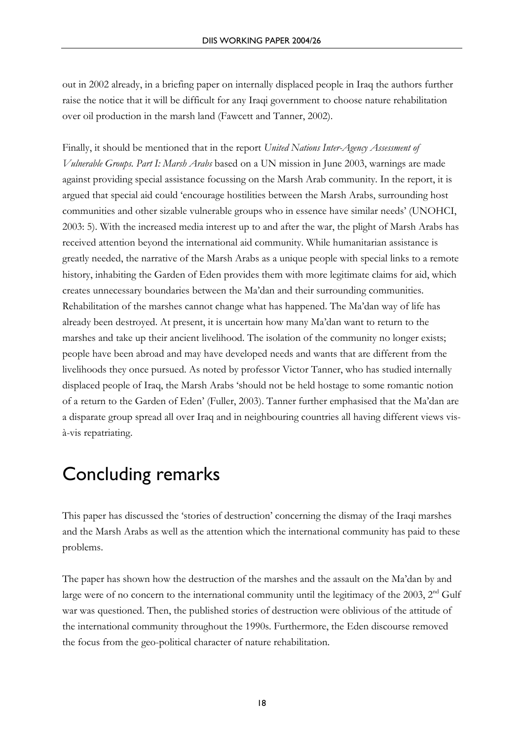out in 2002 already, in a briefing paper on internally displaced people in Iraq the authors further raise the notice that it will be difficult for any Iraqi government to choose nature rehabilitation over oil production in the marsh land (Fawcett and Tanner, 2002).

Finally, it should be mentioned that in the report *United Nations Inter-Agency Assessment of Vulnerable Groups. Part I: Marsh Arabs* based on a UN mission in June 2003, warnings are made against providing special assistance focussing on the Marsh Arab community. In the report, it is argued that special aid could 'encourage hostilities between the Marsh Arabs, surrounding host communities and other sizable vulnerable groups who in essence have similar needs' (UNOHCI, 2003: 5). With the increased media interest up to and after the war, the plight of Marsh Arabs has received attention beyond the international aid community. While humanitarian assistance is greatly needed, the narrative of the Marsh Arabs as a unique people with special links to a remote history, inhabiting the Garden of Eden provides them with more legitimate claims for aid, which creates unnecessary boundaries between the Ma'dan and their surrounding communities. Rehabilitation of the marshes cannot change what has happened. The Ma'dan way of life has already been destroyed. At present, it is uncertain how many Ma'dan want to return to the marshes and take up their ancient livelihood. The isolation of the community no longer exists; people have been abroad and may have developed needs and wants that are different from the livelihoods they once pursued. As noted by professor Victor Tanner, who has studied internally displaced people of Iraq, the Marsh Arabs 'should not be held hostage to some romantic notion of a return to the Garden of Eden' (Fuller, 2003). Tanner further emphasised that the Ma'dan are a disparate group spread all over Iraq and in neighbouring countries all having different views vis-à-vis repatriating.

# Concluding remarks

This paper has discussed the 'stories of destruction' concerning the dismay of the Iraqi marshes and the Marsh Arabs as well as the attention which the international community has paid to these problems.

The paper has shown how the destruction of the marshes and the assault on the Ma'dan by and large were of no concern to the international community until the legitimacy of the 2003, 2nd Gulf war was questioned. Then, the published stories of destruction were oblivious of the attitude of the international community throughout the 1990s. Furthermore, the Eden discourse removed the focus from the geo-political character of nature rehabilitation.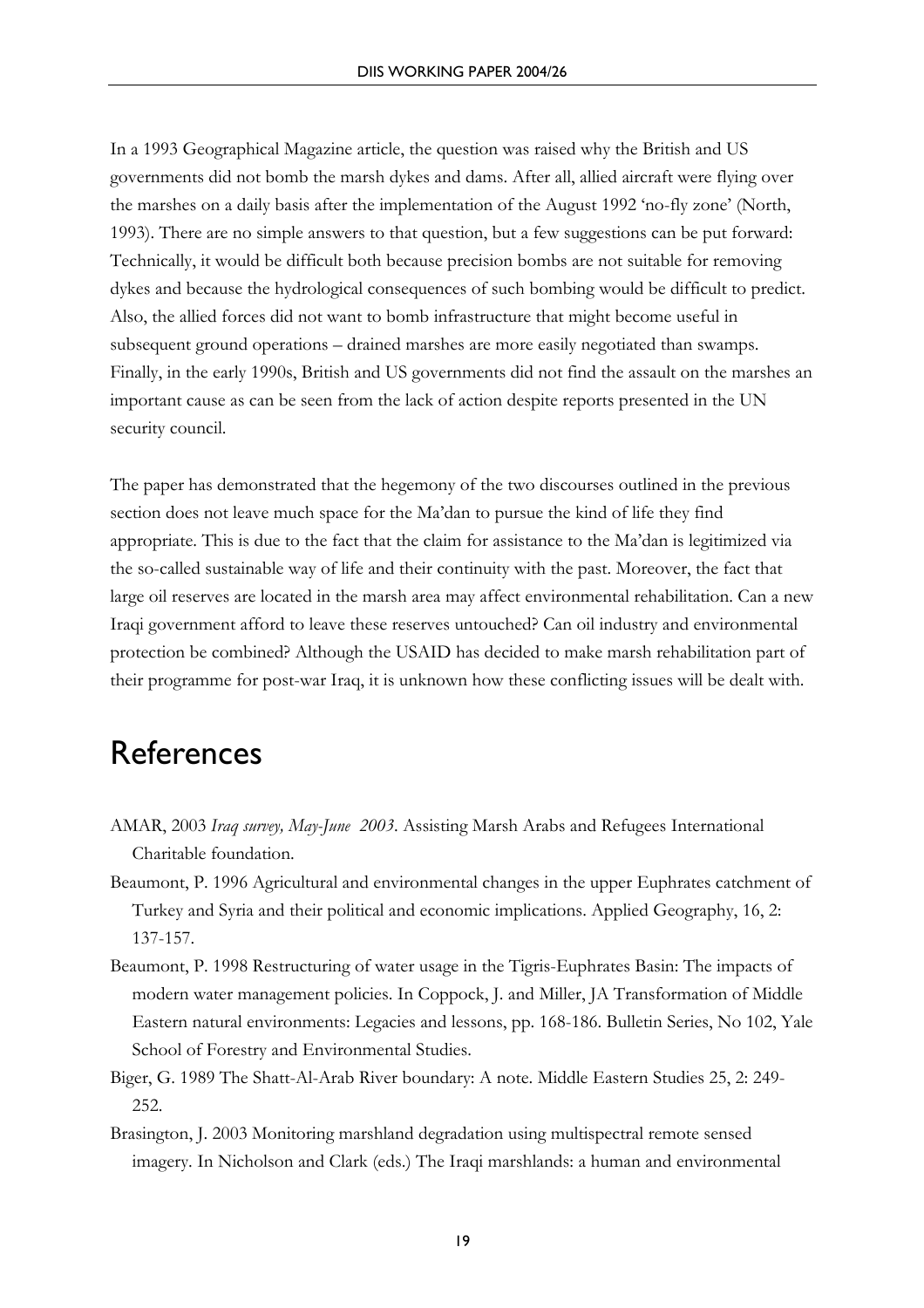In a 1993 Geographical Magazine article, the question was raised why the British and US governments did not bomb the marsh dykes and dams. After all, allied aircraft were flying over the marshes on a daily basis after the implementation of the August 1992 'no-fly zone' (North, 1993). There are no simple answers to that question, but a few suggestions can be put forward: Technically, it would be difficult both because precision bombs are not suitable for removing dykes and because the hydrological consequences of such bombing would be difficult to predict. Also, the allied forces did not want to bomb infrastructure that might become useful in subsequent ground operations – drained marshes are more easily negotiated than swamps. Finally, in the early 1990s, British and US governments did not find the assault on the marshes an important cause as can be seen from the lack of action despite reports presented in the UN security council.

The paper has demonstrated that the hegemony of the two discourses outlined in the previous section does not leave much space for the Ma'dan to pursue the kind of life they find appropriate. This is due to the fact that the claim for assistance to the Ma'dan is legitimized via the so-called sustainable way of life and their continuity with the past. Moreover, the fact that large oil reserves are located in the marsh area may affect environmental rehabilitation. Can a new Iraqi government afford to leave these reserves untouched? Can oil industry and environmental protection be combined? Although the USAID has decided to make marsh rehabilitation part of their programme for post-war Iraq, it is unknown how these conflicting issues will be dealt with.

# References

AMAR, 2003 *Iraq survey, May-June 2003.* Assisting Marsh Arabs and Refugees International Charitable foundation.

Beaumont, P. 1996 Agricultural and environmental changes in the upper Euphrates catchment of Turkey and Syria and their political and economic implications. Applied Geography, 16, 2: 137-157.

Beaumont, P. 1998 Restructuring of water usage in the Tigris-Euphrates Basin: The impacts of modern water management policies. In Coppock, J. and Miller, JA Transformation of Middle Eastern natural environments: Legacies and lessons, pp. 168-186. Bulletin Series, No 102, Yale School of Forestry and Environmental Studies.

Biger, G. 1989 The Shatt-Al-Arab River boundary: A note. Middle Eastern Studies 25, 2: 249-252.

Brasington, J. 2003 Monitoring marshland degradation using multispectral remote sensed imagery. In Nicholson and Clark (eds.) The Iraqi marshlands: a human and environmental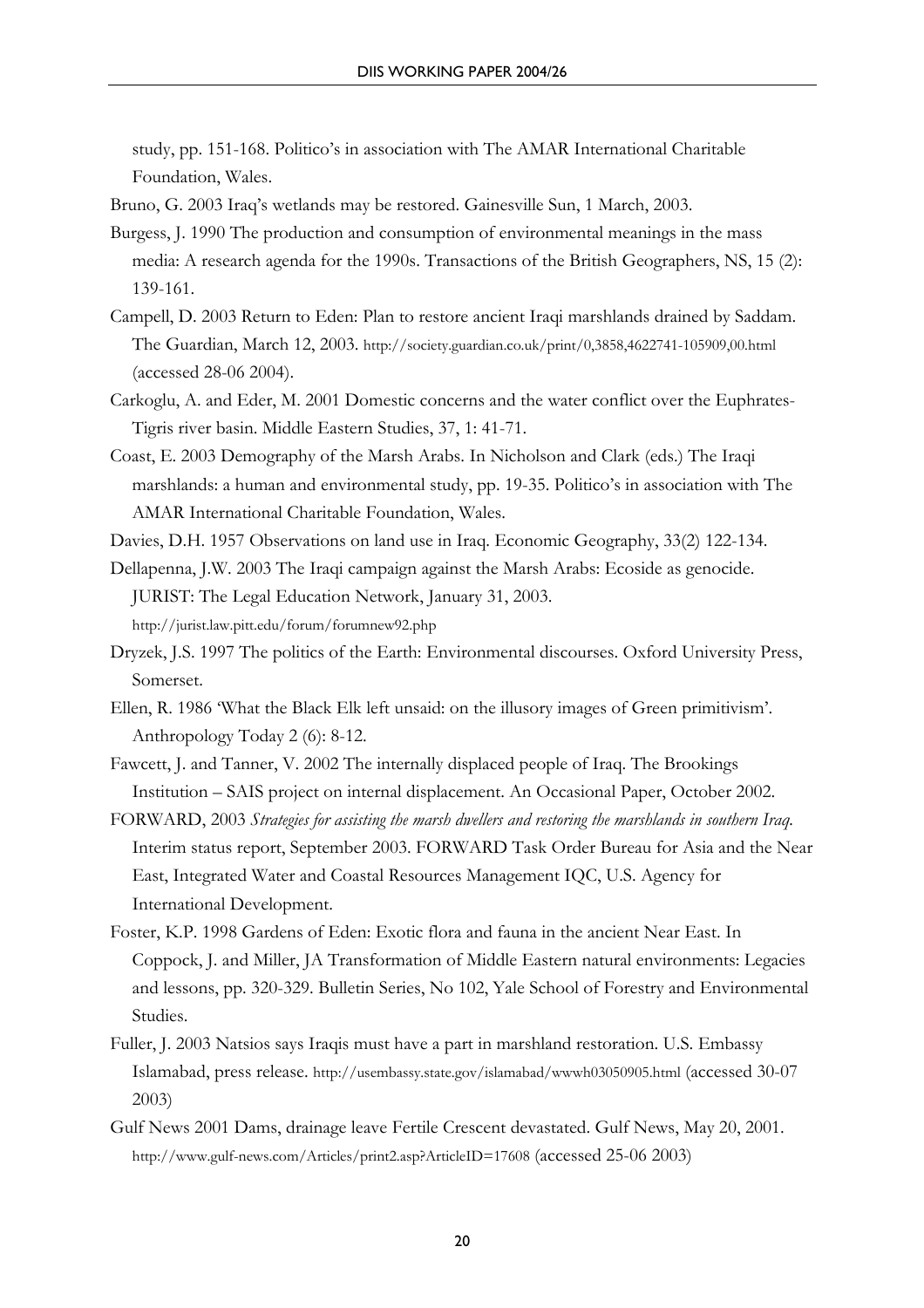study, pp. 151-168. Politico's in association with The AMAR International Charitable Foundation, Wales.

Bruno, G. 2003 Iraq's wetlands may be restored. Gainesville Sun, 1 March, 2003.

Burgess, J. 1990 The production and consumption of environmental meanings in the mass media: A research agenda for the 1990s. Transactions of the British Geographers, NS, 15 (2): 139-161.

Campell, D. 2003 Return to Eden: Plan to restore ancient Iraqi marshlands drained by Saddam. The Guardian, March 12, 2003. http://society.guardian.co.uk/print/0,3858,4622741-105909,00.html (accessed 28-06 2004).

Carkoglu, A. and Eder, M. 2001 Domestic concerns and the water conflict over the Euphrates-Tigris river basin. Middle Eastern Studies, 37, 1: 41-71.

Coast, E. 2003 Demography of the Marsh Arabs. In Nicholson and Clark (eds.) The Iraqi marshlands: a human and environmental study, pp. 19-35. Politico's in association with The AMAR International Charitable Foundation, Wales.

Davies, D.H. 1957 Observations on land use in Iraq. Economic Geography, 33(2) 122-134.

Dellapenna, J.W. 2003 The Iraqi campaign against the Marsh Arabs: Ecoside as genocide. JURIST: The Legal Education Network, January 31, 2003. http://jurist.law.pitt.edu/forum/forumnew92.php

Dryzek, J.S. 1997 The politics of the Earth: Environmental discourses. Oxford University Press, Somerset.

Ellen, R. 1986 'What the Black Elk left unsaid: on the illusory images of Green primitivism'. Anthropology Today 2 (6): 8-12.

Fawcett, J. and Tanner, V. 2002 The internally displaced people of Iraq. The Brookings Institution – SAIS project on internal displacement. An Occasional Paper, October 2002.

FORWARD, 2003 *Strategies for assisting the marsh dwellers and restoring the marshlands in southern Iraq*. Interim status report, September 2003. FORWARD Task Order Bureau for Asia and the Near East, Integrated Water and Coastal Resources Management IQC, U.S. Agency for International Development.

Foster, K.P. 1998 Gardens of Eden: Exotic flora and fauna in the ancient Near East. In Coppock, J. and Miller, JA Transformation of Middle Eastern natural environments: Legacies and lessons, pp. 320-329. Bulletin Series, No 102, Yale School of Forestry and Environmental Studies.

Fuller, J. 2003 Natsios says Iraqis must have a part in marshland restoration. U.S. Embassy Islamabad, press release. http://usembassy.state.gov/islamabad/wwwh03050905.html (accessed 30-07 2003)

Gulf News 2001 Dams, drainage leave Fertile Crescent devastated. Gulf News, May 20, 2001. http://www.gulf-news.com/Articles/print2.asp?ArticleID=17608 (accessed 25-06 2003)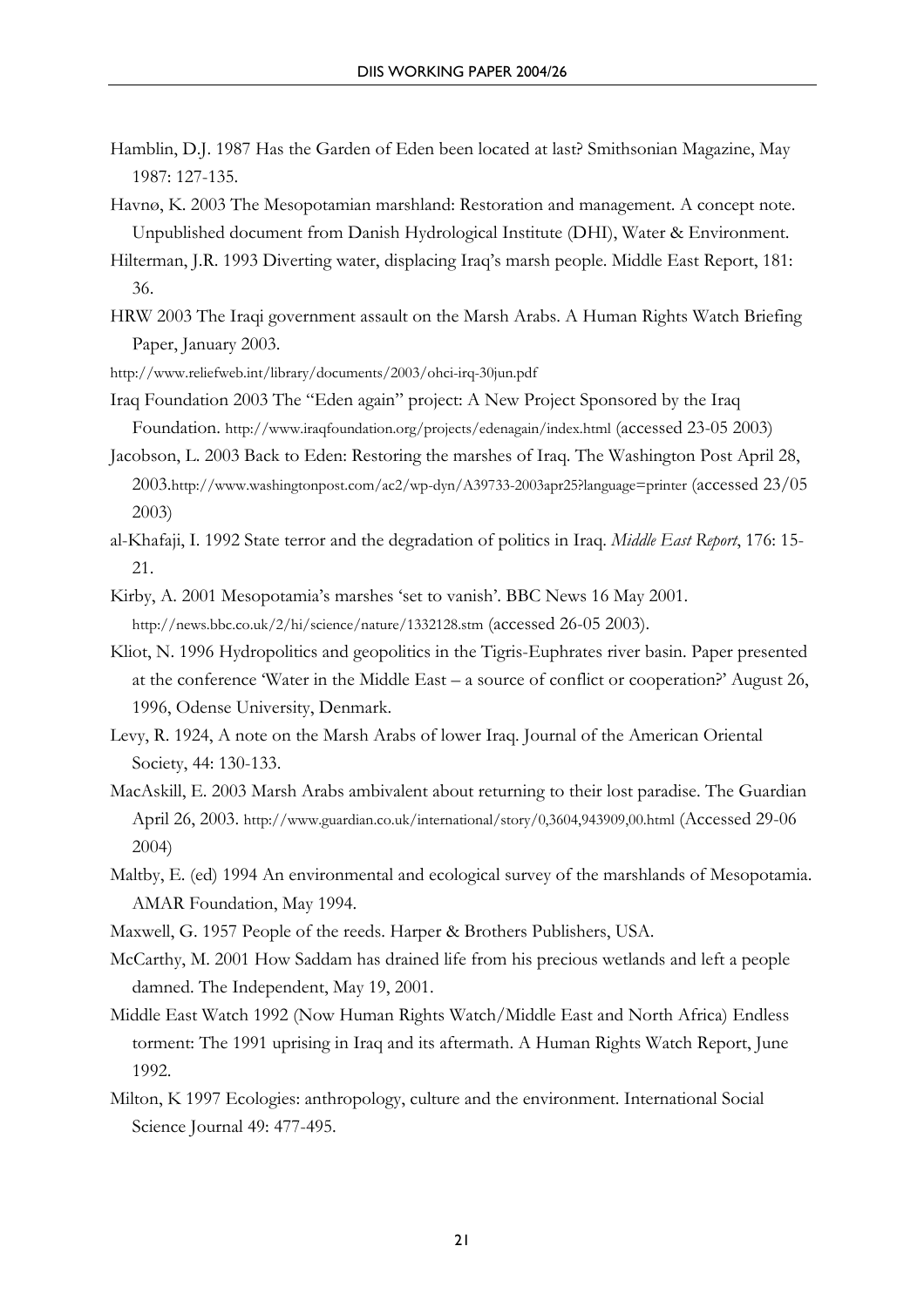Hamblin, D.J. 1987 Has the Garden of Eden been located at last? Smithsonian Magazine, May 1987: 127-135.

Havnø, K. 2003 The Mesopotamian marshland: Restoration and management. A concept note. Unpublished document from Danish Hydrological Institute (DHI), Water & Environment.

Hilterman, J.R. 1993 Diverting water, displacing Iraq's marsh people. Middle East Report, 181: 36.

HRW 2003 The Iraqi government assault on the Marsh Arabs. A Human Rights Watch Briefing Paper, January 2003.

http://www.reliefweb.int/library/documents/2003/ohci-irq-30jun.pdf

Iraq Foundation 2003 The "Eden again" project: A New Project Sponsored by the Iraq Foundation. http://www.iraqfoundation.org/projects/edenagain/index.html (accessed 23-05 2003)

Jacobson, L. 2003 Back to Eden: Restoring the marshes of Iraq. The Washington Post April 28, 2003.http://www.washingtonpost.com/ac2/wp-dyn/A39733-2003apr25?language=printer (accessed 23/05 2003)

al-Khafaji, I. 1992 State terror and the degradation of politics in Iraq. *Middle East Report*, 176: 15-21.

Kirby, A. 2001 Mesopotamia's marshes 'set to vanish'. BBC News 16 May 2001. http://news.bbc.co.uk/2/hi/science/nature/1332128.stm (accessed 26-05 2003).

Kliot, N. 1996 Hydropolitics and geopolitics in the Tigris-Euphrates river basin. Paper presented at the conference 'Water in the Middle East – a source of conflict or cooperation?' August 26, 1996, Odense University, Denmark.

Levy, R. 1924, A note on the Marsh Arabs of lower Iraq. Journal of the American Oriental Society, 44: 130-133.

MacAskill, E. 2003 Marsh Arabs ambivalent about returning to their lost paradise. The Guardian April 26, 2003. http://www.guardian.co.uk/international/story/0,3604,943909,00.html (Accessed 29-06 2004)

Maltby, E. (ed) 1994 An environmental and ecological survey of the marshlands of Mesopotamia. AMAR Foundation, May 1994.

Maxwell, G. 1957 People of the reeds. Harper & Brothers Publishers, USA.

McCarthy, M. 2001 How Saddam has drained life from his precious wetlands and left a people damned. The Independent, May 19, 2001.

Middle East Watch 1992 (Now Human Rights Watch/Middle East and North Africa) Endless torment: The 1991 uprising in Iraq and its aftermath. A Human Rights Watch Report, June 1992.

Milton, K 1997 Ecologies: anthropology, culture and the environment. International Social Science Journal 49: 477-495.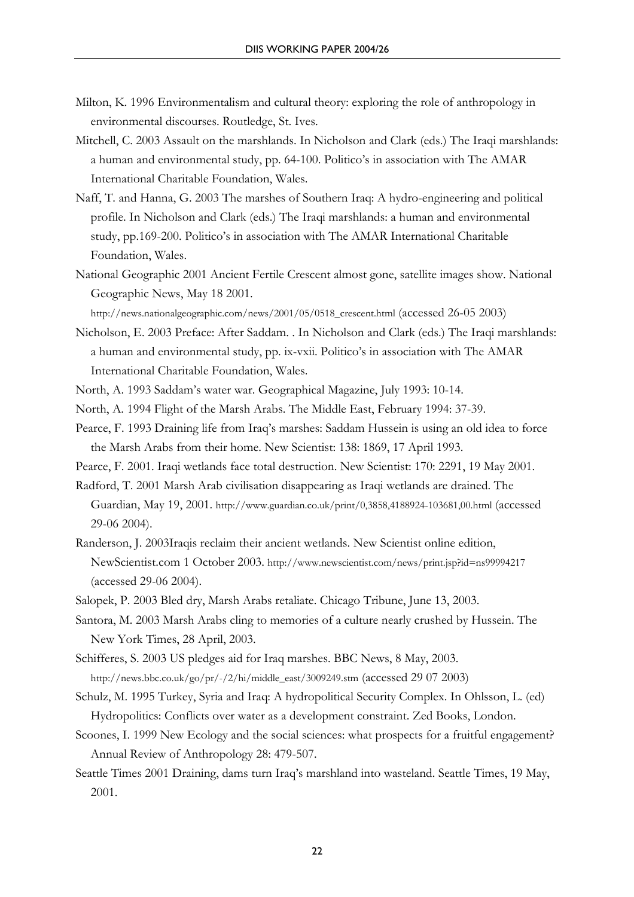Milton, K. 1996 Environmentalism and cultural theory: exploring the role of anthropology in environmental discourses. Routledge, St. Ives.

Mitchell, C. 2003 Assault on the marshlands. In Nicholson and Clark (eds.) The Iraqi marshlands: a human and environmental study, pp. 64-100. Politico's in association with The AMAR International Charitable Foundation, Wales.

Naff, T. and Hanna, G. 2003 The marshes of Southern Iraq: A hydro-engineering and political profile. In Nicholson and Clark (eds.) The Iraqi marshlands: a human and environmental study, pp.169-200. Politico's in association with The AMAR International Charitable Foundation, Wales.

National Geographic 2001 Ancient Fertile Crescent almost gone, satellite images show. National Geographic News, May 18 2001. http://news.nationalgeographic.com/news/2001/05/0518_crescent.html (accessed 26-05 2003)

Nicholson, E. 2003 Preface: After Saddam. . In Nicholson and Clark (eds.) The Iraqi marshlands: a human and environmental study, pp. ix-vxii. Politico's in association with The AMAR International Charitable Foundation, Wales.

North, A. 1993 Saddam's water war. Geographical Magazine, July 1993: 10-14.

North, A. 1994 Flight of the Marsh Arabs. The Middle East, February 1994: 37-39.

Pearce, F. 1993 Draining life from Iraq's marshes: Saddam Hussein is using an old idea to force the Marsh Arabs from their home. New Scientist: 138: 1869, 17 April 1993.

Pearce, F. 2001. Iraqi wetlands face total destruction. New Scientist: 170: 2291, 19 May 2001.

Radford, T. 2001 Marsh Arab civilisation disappearing as Iraqi wetlands are drained. The Guardian, May 19, 2001. http://www.guardian.co.uk/print/0,3858,4188924-103681,00.html (accessed 29-06 2004).

Randerson, J. 2003Iraqis reclaim their ancient wetlands. New Scientist online edition, NewScientist.com 1 October 2003. http://www.newscientist.com/news/print.jsp?id=ns99994217 (accessed 29-06 2004).

Salopek, P. 2003 Bled dry, Marsh Arabs retaliate. Chicago Tribune, June 13, 2003.

Santora, M. 2003 Marsh Arabs cling to memories of a culture nearly crushed by Hussein. The New York Times, 28 April, 2003.

Schifferes, S. 2003 US pledges aid for Iraq marshes. BBC News, 8 May, 2003. http://news.bbc.co.uk/go/pr/-/2/hi/middle_east/3009249.stm (accessed 29 07 2003)

Schulz, M. 1995 Turkey, Syria and Iraq: A hydropolitical Security Complex. In Ohlsson, L. (ed) Hydropolitics: Conflicts over water as a development constraint. Zed Books, London.

Scoones, I. 1999 New Ecology and the social sciences: what prospects for a fruitful engagement? Annual Review of Anthropology 28: 479-507.

Seattle Times 2001 Draining, dams turn Iraq's marshland into wasteland. Seattle Times, 19 May, 2001.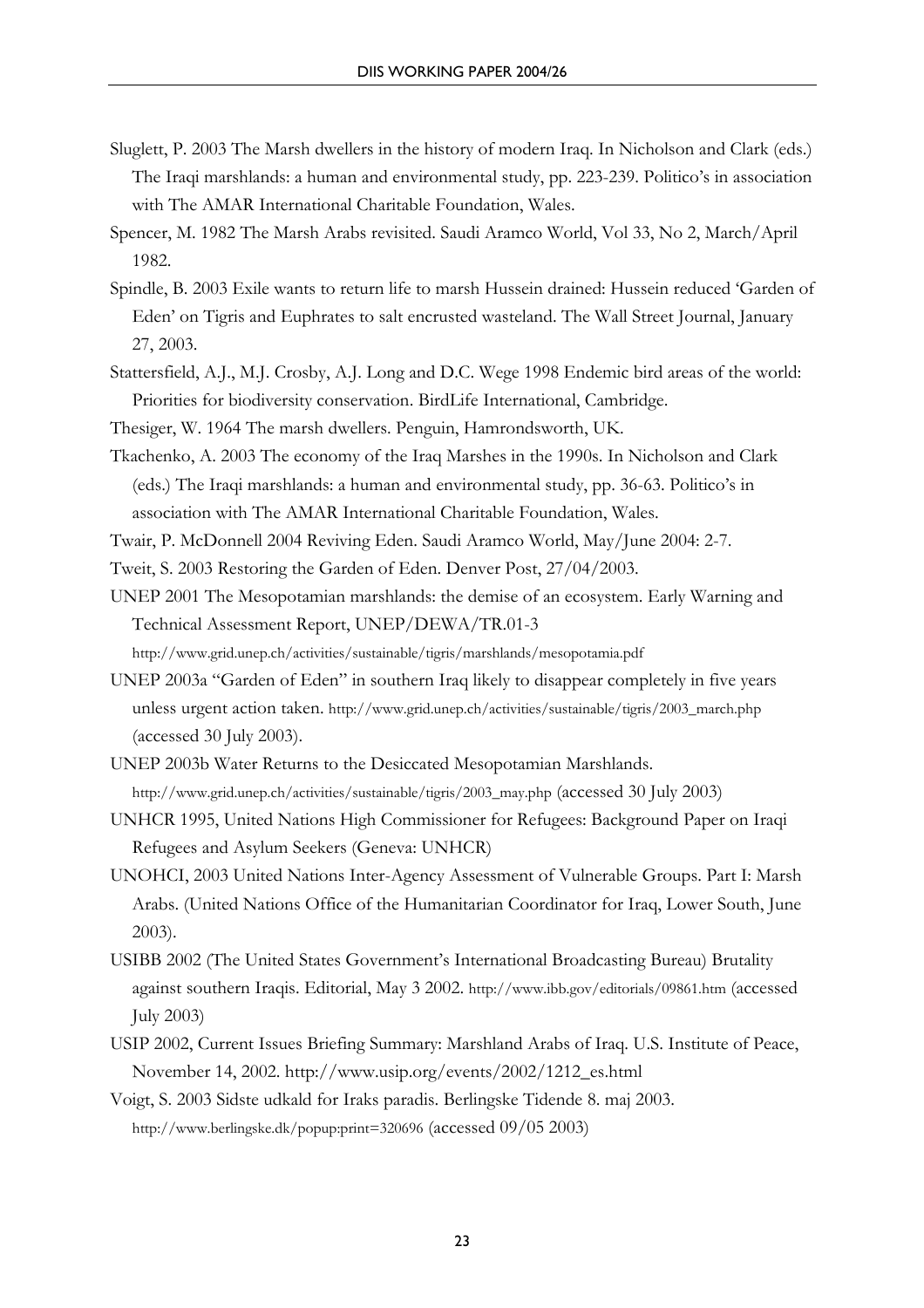Sluglett, P. 2003 The Marsh dwellers in the history of modern Iraq. In Nicholson and Clark (eds.) The Iraqi marshlands: a human and environmental study, pp. 223-239. Politico's in association with The AMAR International Charitable Foundation, Wales.

Spencer, M. 1982 The Marsh Arabs revisited. Saudi Aramco World, Vol 33, No 2, March/April 1982.

Spindle, B. 2003 Exile wants to return life to marsh Hussein drained: Hussein reduced 'Garden of Eden' on Tigris and Euphrates to salt encrusted wasteland. The Wall Street Journal, January 27, 2003.

Stattersfield, A.J., M.J. Crosby, A.J. Long and D.C. Wege 1998 Endemic bird areas of the world: Priorities for biodiversity conservation. BirdLife International, Cambridge.

Thesiger, W. 1964 The marsh dwellers. Penguin, Hamrondsworth, UK.

Tkachenko, A. 2003 The economy of the Iraq Marshes in the 1990s. In Nicholson and Clark (eds.) The Iraqi marshlands: a human and environmental study, pp. 36-63. Politico's in association with The AMAR International Charitable Foundation, Wales.

Twair, P. McDonnell 2004 Reviving Eden. Saudi Aramco World, May/June 2004: 2-7.

Tweit, S. 2003 Restoring the Garden of Eden. Denver Post, 27/04/2003.

UNEP 2001 The Mesopotamian marshlands: the demise of an ecosystem. Early Warning and Technical Assessment Report, UNEP/DEWA/TR.01-3 http://www.grid.unep.ch/activities/sustainable/tigris/marshlands/mesopotamia.pdf

UNEP 2003a "Garden of Eden" in southern Iraq likely to disappear completely in five years unless urgent action taken. http://www.grid.unep.ch/activities/sustainable/tigris/2003_march.php (accessed 30 July 2003).

UNEP 2003b Water Returns to the Desiccated Mesopotamian Marshlands. http://www.grid.unep.ch/activities/sustainable/tigris/2003_may.php (accessed 30 July 2003)

UNHCR 1995, United Nations High Commissioner for Refugees: Background Paper on Iraqi Refugees and Asylum Seekers (Geneva: UNHCR)

UNOHCI, 2003 United Nations Inter-Agency Assessment of Vulnerable Groups. Part I: Marsh Arabs. (United Nations Office of the Humanitarian Coordinator for Iraq, Lower South, June 2003).

USIBB 2002 (The United States Government's International Broadcasting Bureau) Brutality against southern Iraqis. Editorial, May 3 2002. http://www.ibb.gov/editorials/09861.htm (accessed July 2003)

USIP 2002, Current Issues Briefing Summary: Marshland Arabs of Iraq. U.S. Institute of Peace, November 14, 2002. http://www.usip.org/events/2002/1212_es.html

Voigt, S. 2003 Sidste udkald for Iraks paradis. Berlingske Tidende 8. maj 2003. http://www.berlingske.dk/popup:print=320696 (accessed 09/05 2003)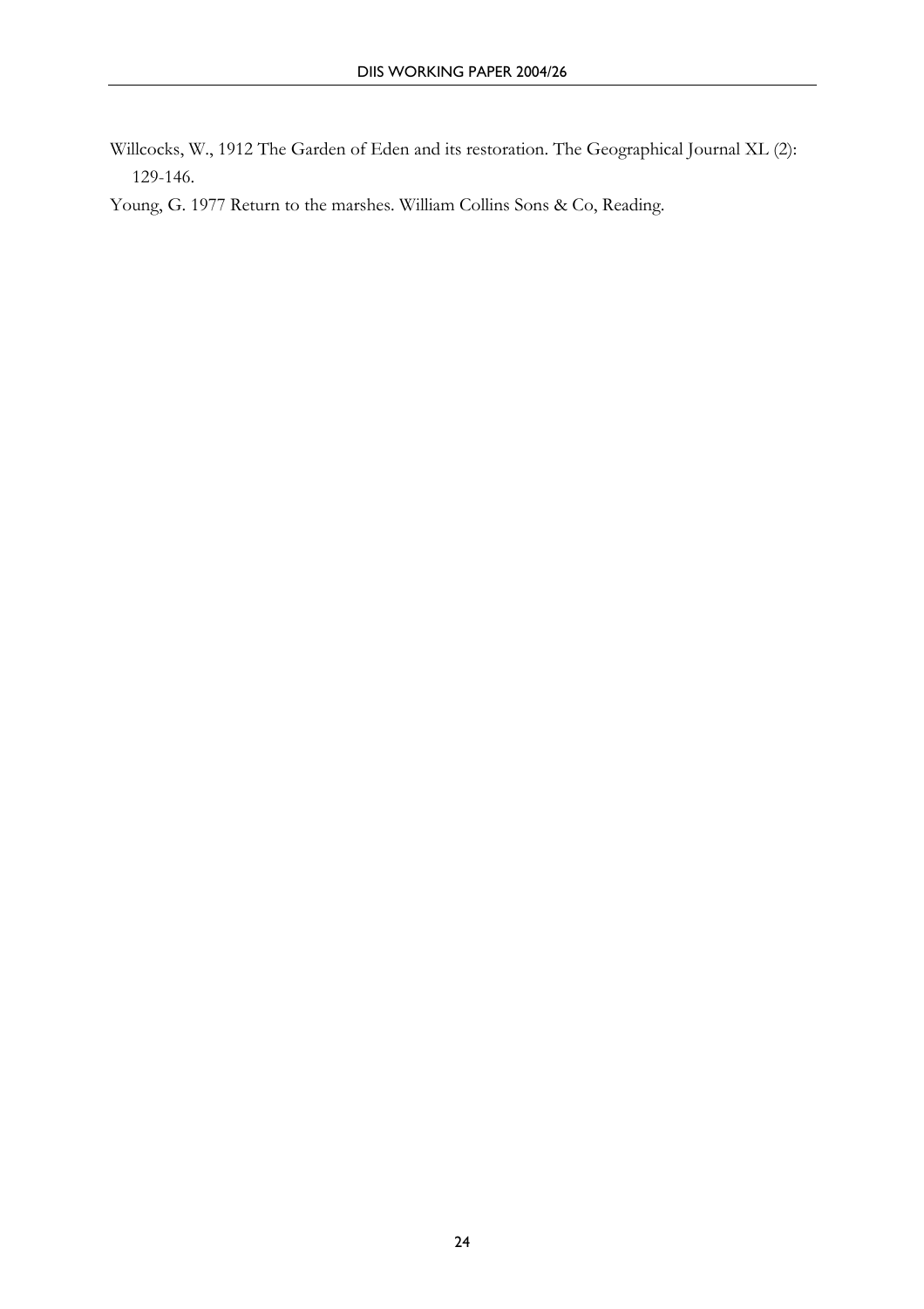Willcocks, W., 1912 The Garden of Eden and its restoration. The Geographical Journal XL (2): 129-146.

Young, G. 1977 Return to the marshes. William Collins Sons & Co, Reading.